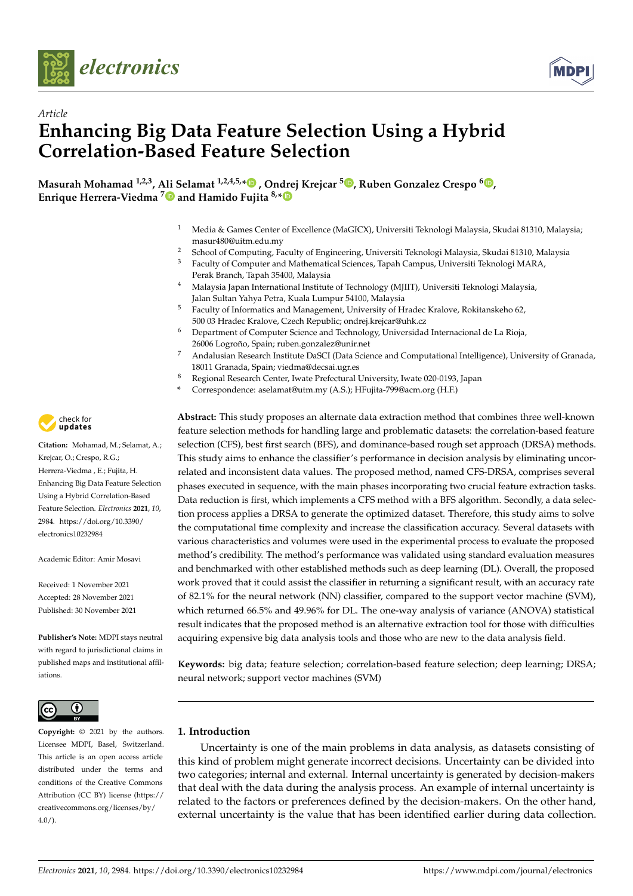*Article*

# Enhancing Big Data Feature Selection Using a Hybrid Correlation-Based Feature Selection

**Masurah Mohamad [1,2,3], Ali Selamat [1,2,4,5,*], Ondrej Krejcar [5], Ruben Gonzalez Crespo [6], Enrique Herrera-Viedma [7] and Hamido Fujita [8,*]**

[1] Media & Games Center of Excellence (MaGICX), Universiti Teknologi Malaysia, Skudai 81310, Malaysia; masur480@uitm.edu.my
[2] School of Computing, Faculty of Engineering, Universiti Teknologi Malaysia, Skudai 81310, Malaysia
[3] Faculty of Computer and Mathematical Sciences, Tapah Campus, Universiti Teknologi MARA, Perak Branch, Tapah 35400, Malaysia
[4] Malaysia Japan International Institute of Technology (MJIIT), Universiti Teknologi Malaysia, Jalan Sultan Yahya Petra, Kuala Lumpur 54100, Malaysia
[5] Faculty of Informatics and Management, University of Hradec Kralove, Rokitanskeho 62, 500 03 Hradec Kralove, Czech Republic; ondrej.krejcar@uhk.cz
[6] Department of Computer Science and Technology, Universidad Internacional de La Rioja, 26006 Logroño, Spain; ruben.gonzalez@unir.net
[7] Andalusian Research Institute DaSCI (Data Science and Computational Intelligence), University of Granada, 18011 Granada, Spain; viedma@decsai.ugr.es
[8] Regional Research Center, Iwate Prefectural University, Iwate 020-0193, Japan
[*] Correspondence: aselamat@utm.my (A.S.); HFujita-799@acm.org (H.F.)

**Citation:** Mohamad, M.; Selamat, A.; Krejcar, O.; Crespo, R.G.; Herrera-Viedma , E.; Fujita, H. Enhancing Big Data Feature Selection Using a Hybrid Correlation-Based Feature Selection. *Electronics* **2021**, *10*, 2984. https://doi.org/10.3390/electronics10232984

Academic Editor: Amir Mosavi

Received: 1 November 2021
Accepted: 28 November 2021
Published: 30 November 2021

**Publisher's Note:** MDPI stays neutral with regard to jurisdictional claims in published maps and institutional affiliations.

**Copyright:** © 2021 by the authors. Licensee MDPI, Basel, Switzerland. This article is an open access article distributed under the terms and conditions of the Creative Commons Attribution (CC BY) license (https://creativecommons.org/licenses/by/4.0/).

**Abstract:** This study proposes an alternate data extraction method that combines three well-known feature selection methods for handling large and problematic datasets: the correlation-based feature selection (CFS), best first search (BFS), and dominance-based rough set approach (DRSA) methods. This study aims to enhance the classifier's performance in decision analysis by eliminating uncorrelated and inconsistent data values. The proposed method, named CFS-DRSA, comprises several phases executed in sequence, with the main phases incorporating two crucial feature extraction tasks. Data reduction is first, which implements a CFS method with a BFS algorithm. Secondly, a data selection process applies a DRSA to generate the optimized dataset. Therefore, this study aims to solve the computational time complexity and increase the classification accuracy. Several datasets with various characteristics and volumes were used in the experimental process to evaluate the proposed method's credibility. The method's performance was validated using standard evaluation measures and benchmarked with other established methods such as deep learning (DL). Overall, the proposed work proved that it could assist the classifier in returning a significant result, with an accuracy rate of 82.1% for the neural network (NN) classifier, compared to the support vector machine (SVM), which returned 66.5% and 49.96% for DL. The one-way analysis of variance (ANOVA) statistical result indicates that the proposed method is an alternative extraction tool for those with difficulties acquiring expensive big data analysis tools and those who are new to the data analysis field.

**Keywords:** big data; feature selection; correlation-based feature selection; deep learning; DRSA; neural network; support vector machines (SVM)

## 1. Introduction

Uncertainty is one of the main problems in data analysis, as datasets consisting of this kind of problem might generate incorrect decisions. Uncertainty can be divided into two categories; internal and external. Internal uncertainty is generated by decision-makers that deal with the data during the analysis process. An example of internal uncertainty is related to the factors or preferences defined by the decision-makers. On the other hand, external uncertainty is the value that has been identified earlier during data collection.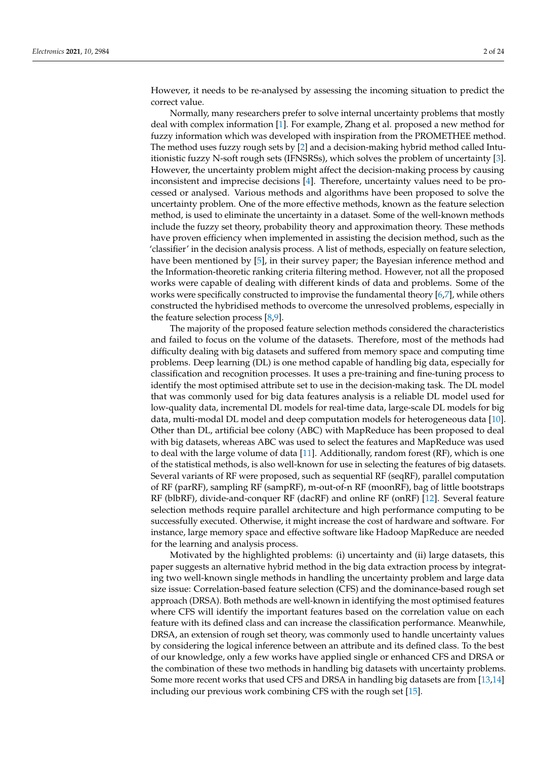However, it needs to be re-analysed by assessing the incoming situation to predict the correct value.

Normally, many researchers prefer to solve internal uncertainty problems that mostly deal with complex information [1]. For example, Zhang et al. proposed a new method for fuzzy information which was developed with inspiration from the PROMETHEE method. The method uses fuzzy rough sets by [2] and a decision-making hybrid method called Intuitionistic fuzzy N-soft rough sets (IFNSRSs), which solves the problem of uncertainty [3]. However, the uncertainty problem might affect the decision-making process by causing inconsistent and imprecise decisions [4]. Therefore, uncertainty values need to be processed or analysed. Various methods and algorithms have been proposed to solve the uncertainty problem. One of the more effective methods, known as the feature selection method, is used to eliminate the uncertainty in a dataset. Some of the well-known methods include the fuzzy set theory, probability theory and approximation theory. These methods have proven efficiency when implemented in assisting the decision method, such as the 'classifier' in the decision analysis process. A list of methods, especially on feature selection, have been mentioned by [5], in their survey paper; the Bayesian inference method and the Information-theoretic ranking criteria filtering method. However, not all the proposed works were capable of dealing with different kinds of data and problems. Some of the works were specifically constructed to improvise the fundamental theory [6,7], while others constructed the hybridised methods to overcome the unresolved problems, especially in the feature selection process [8,9].

The majority of the proposed feature selection methods considered the characteristics and failed to focus on the volume of the datasets. Therefore, most of the methods had difficulty dealing with big datasets and suffered from memory space and computing time problems. Deep learning (DL) is one method capable of handling big data, especially for classification and recognition processes. It uses a pre-training and fine-tuning process to identify the most optimised attribute set to use in the decision-making task. The DL model that was commonly used for big data features analysis is a reliable DL model used for low-quality data, incremental DL models for real-time data, large-scale DL models for big data, multi-modal DL model and deep computation models for heterogeneous data [10]. Other than DL, artificial bee colony (ABC) with MapReduce has been proposed to deal with big datasets, whereas ABC was used to select the features and MapReduce was used to deal with the large volume of data [11]. Additionally, random forest (RF), which is one of the statistical methods, is also well-known for use in selecting the features of big datasets. Several variants of RF were proposed, such as sequential RF (seqRF), parallel computation of RF (parRF), sampling RF (sampRF), m-out-of-n RF (moonRF), bag of little bootstraps RF (blbRF), divide-and-conquer RF (dacRF) and online RF (onRF) [12]. Several feature selection methods require parallel architecture and high performance computing to be successfully executed. Otherwise, it might increase the cost of hardware and software. For instance, large memory space and effective software like Hadoop MapReduce are needed for the learning and analysis process.

Motivated by the highlighted problems: (i) uncertainty and (ii) large datasets, this paper suggests an alternative hybrid method in the big data extraction process by integrating two well-known single methods in handling the uncertainty problem and large data size issue: Correlation-based feature selection (CFS) and the dominance-based rough set approach (DRSA). Both methods are well-known in identifying the most optimised features where CFS will identify the important features based on the correlation value on each feature with its defined class and can increase the classification performance. Meanwhile, DRSA, an extension of rough set theory, was commonly used to handle uncertainty values by considering the logical inference between an attribute and its defined class. To the best of our knowledge, only a few works have applied single or enhanced CFS and DRSA or the combination of these two methods in handling big datasets with uncertainty problems. Some more recent works that used CFS and DRSA in handling big datasets are from [13,14] including our previous work combining CFS with the rough set [15].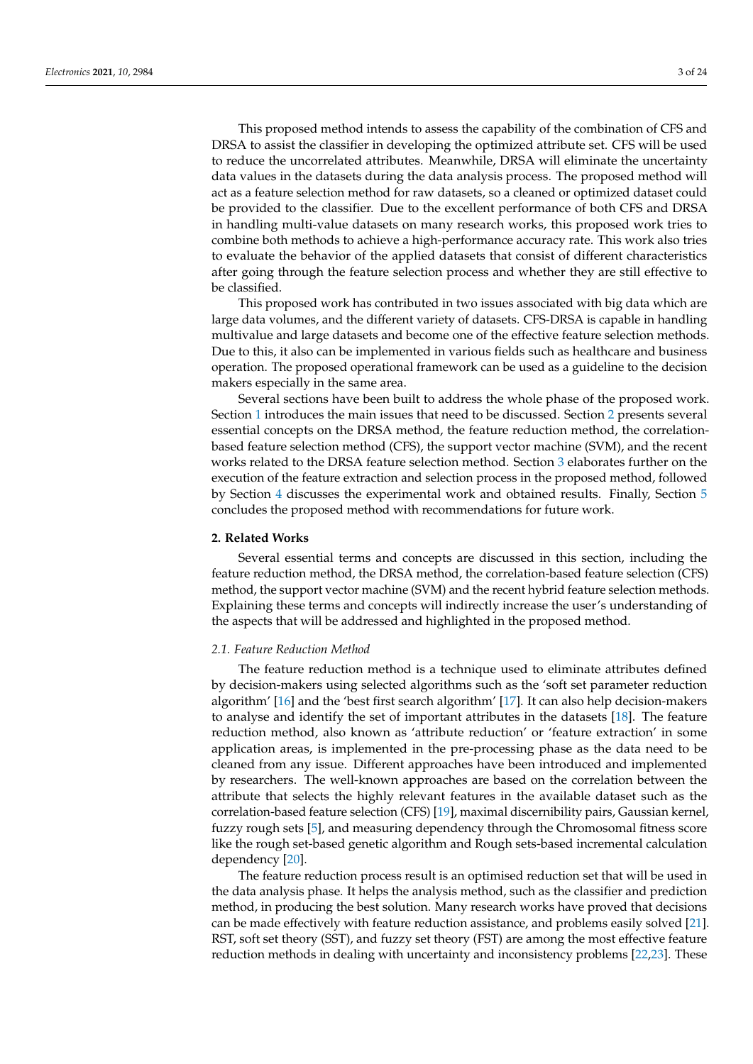This proposed method intends to assess the capability of the combination of CFS and DRSA to assist the classifier in developing the optimized attribute set. CFS will be used to reduce the uncorrelated attributes. Meanwhile, DRSA will eliminate the uncertainty data values in the datasets during the data analysis process. The proposed method will act as a feature selection method for raw datasets, so a cleaned or optimized dataset could be provided to the classifier. Due to the excellent performance of both CFS and DRSA in handling multi-value datasets on many research works, this proposed work tries to combine both methods to achieve a high-performance accuracy rate. This work also tries to evaluate the behavior of the applied datasets that consist of different characteristics after going through the feature selection process and whether they are still effective to be classified.

This proposed work has contributed in two issues associated with big data which are large data volumes, and the different variety of datasets. CFS-DRSA is capable in handling multivalue and large datasets and become one of the effective feature selection methods. Due to this, it also can be implemented in various fields such as healthcare and business operation. The proposed operational framework can be used as a guideline to the decision makers especially in the same area.

Several sections have been built to address the whole phase of the proposed work. Section 1 introduces the main issues that need to be discussed. Section 2 presents several essential concepts on the DRSA method, the feature reduction method, the correlation-based feature selection method (CFS), the support vector machine (SVM), and the recent works related to the DRSA feature selection method. Section 3 elaborates further on the execution of the feature extraction and selection process in the proposed method, followed by Section 4 discusses the experimental work and obtained results. Finally, Section 5 concludes the proposed method with recommendations for future work.

## 2. Related Works

Several essential terms and concepts are discussed in this section, including the feature reduction method, the DRSA method, the correlation-based feature selection (CFS) method, the support vector machine (SVM) and the recent hybrid feature selection methods. Explaining these terms and concepts will indirectly increase the user's understanding of the aspects that will be addressed and highlighted in the proposed method.

### *2.1. Feature Reduction Method*

The feature reduction method is a technique used to eliminate attributes defined by decision-makers using selected algorithms such as the 'soft set parameter reduction algorithm' [16] and the 'best first search algorithm' [17]. It can also help decision-makers to analyse and identify the set of important attributes in the datasets [18]. The feature reduction method, also known as 'attribute reduction' or 'feature extraction' in some application areas, is implemented in the pre-processing phase as the data need to be cleaned from any issue. Different approaches have been introduced and implemented by researchers. The well-known approaches are based on the correlation between the attribute that selects the highly relevant features in the available dataset such as the correlation-based feature selection (CFS) [19], maximal discernibility pairs, Gaussian kernel, fuzzy rough sets [5], and measuring dependency through the Chromosomal fitness score like the rough set-based genetic algorithm and Rough sets-based incremental calculation dependency [20].

The feature reduction process result is an optimised reduction set that will be used in the data analysis phase. It helps the analysis method, such as the classifier and prediction method, in producing the best solution. Many research works have proved that decisions can be made effectively with feature reduction assistance, and problems easily solved [21]. RST, soft set theory (SST), and fuzzy set theory (FST) are among the most effective feature reduction methods in dealing with uncertainty and inconsistency problems [22,23]. These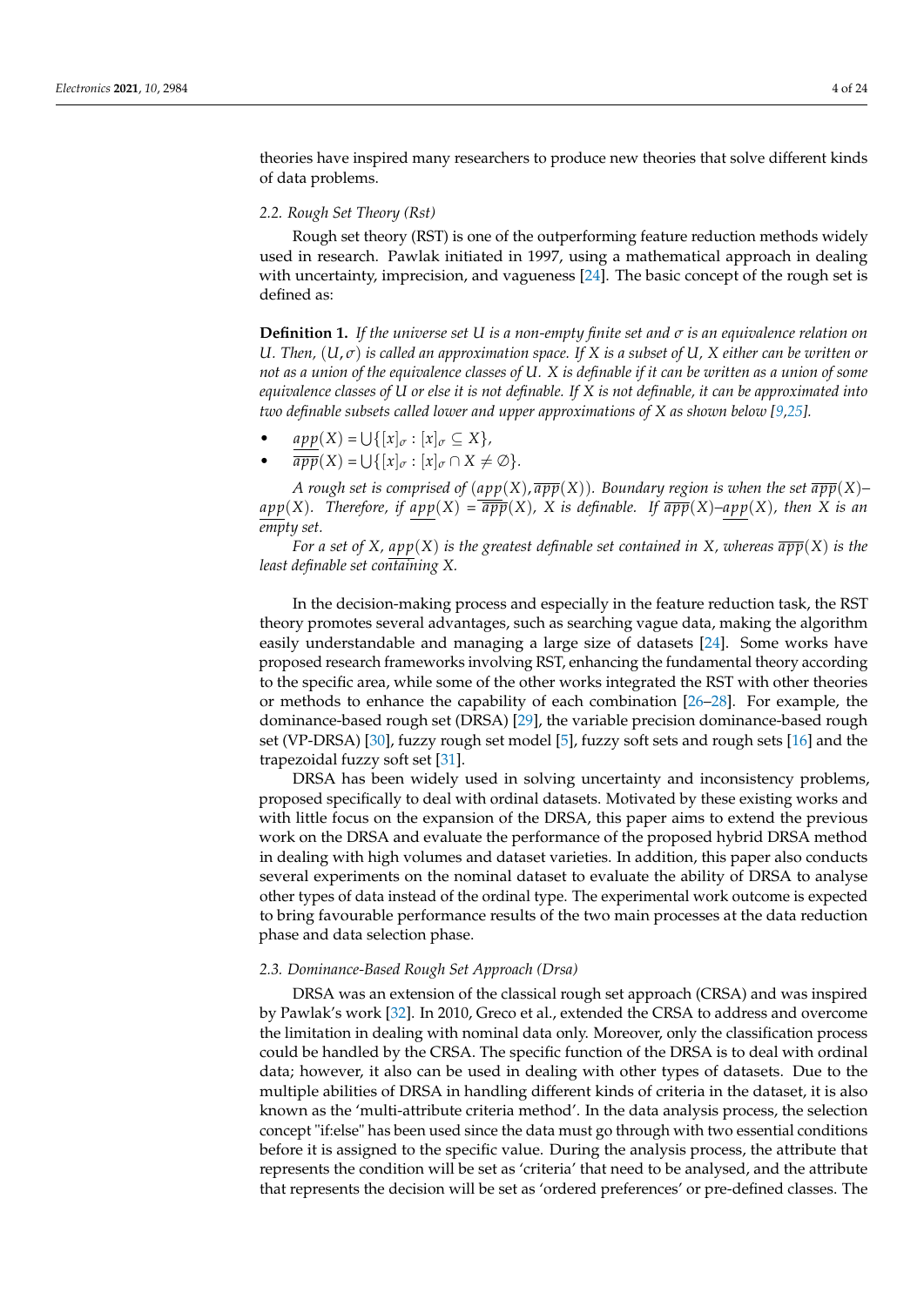theories have inspired many researchers to produce new theories that solve different kinds of data problems.

### 2.2. Rough Set Theory (Rst)

Rough set theory (RST) is one of the outperforming feature reduction methods widely used in research. Pawlak initiated in 1997, using a mathematical approach in dealing with uncertainty, imprecision, and vagueness [24]. The basic concept of the rough set is defined as:

**Definition 1.** *If the universe set $U$ is a non-empty finite set and $\sigma$ is an equivalence relation on $U$. Then, $(U, \sigma)$ is called an approximation space. If $X$ is a subset of $U$, $X$ either can be written or not as a union of the equivalence classes of $U$. $X$ is definable if it can be written as a union of some equivalence classes of $U$ or else it is not definable. If $X$ is not definable, it can be approximated into two definable subsets called lower and upper approximations of $X$ as shown below [9,25].*

- $\underline{app}(X) = \bigcup\{[x]_\sigma : [x]_\sigma \subseteq X\}$,
- $\overline{app}(X) = \bigcup\{[x]_\sigma : [x]_\sigma \cap X \neq \emptyset\}$.

*A rough set is comprised of $(\underline{app}(X), \overline{app}(X))$. Boundary region is when the set $\overline{app}(X)$–$\underline{app}(X)$. Therefore, if $\underline{app}(X) = \overline{app}(X)$, $X$ is definable. If $\overline{app}(X)$–$\underline{app}(X)$, then $X$ is an empty set.*

*For a set of $X$, $\underline{app}(X)$ is the greatest definable set contained in $X$, whereas $\overline{app}(X)$ is the least definable set containing $X$.*

In the decision-making process and especially in the feature reduction task, the RST theory promotes several advantages, such as searching vague data, making the algorithm easily understandable and managing a large size of datasets [24]. Some works have proposed research frameworks involving RST, enhancing the fundamental theory according to the specific area, while some of the other works integrated the RST with other theories or methods to enhance the capability of each combination [26–28]. For example, the dominance-based rough set (DRSA) [29], the variable precision dominance-based rough set (VP-DRSA) [30], fuzzy rough set model [5], fuzzy soft sets and rough sets [16] and the trapezoidal fuzzy soft set [31].

DRSA has been widely used in solving uncertainty and inconsistency problems, proposed specifically to deal with ordinal datasets. Motivated by these existing works and with little focus on the expansion of the DRSA, this paper aims to extend the previous work on the DRSA and evaluate the performance of the proposed hybrid DRSA method in dealing with high volumes and dataset varieties. In addition, this paper also conducts several experiments on the nominal dataset to evaluate the ability of DRSA to analyse other types of data instead of the ordinal type. The experimental work outcome is expected to bring favourable performance results of the two main processes at the data reduction phase and data selection phase.

### 2.3. Dominance-Based Rough Set Approach (Drsa)

DRSA was an extension of the classical rough set approach (CRSA) and was inspired by Pawlak's work [32]. In 2010, Greco et al., extended the CRSA to address and overcome the limitation in dealing with nominal data only. Moreover, only the classification process could be handled by the CRSA. The specific function of the DRSA is to deal with ordinal data; however, it also can be used in dealing with other types of datasets. Due to the multiple abilities of DRSA in handling different kinds of criteria in the dataset, it is also known as the 'multi-attribute criteria method'. In the data analysis process, the selection concept "if:else" has been used since the data must go through with two essential conditions before it is assigned to the specific value. During the analysis process, the attribute that represents the condition will be set as 'criteria' that need to be analysed, and the attribute that represents the decision will be set as 'ordered preferences' or pre-defined classes. The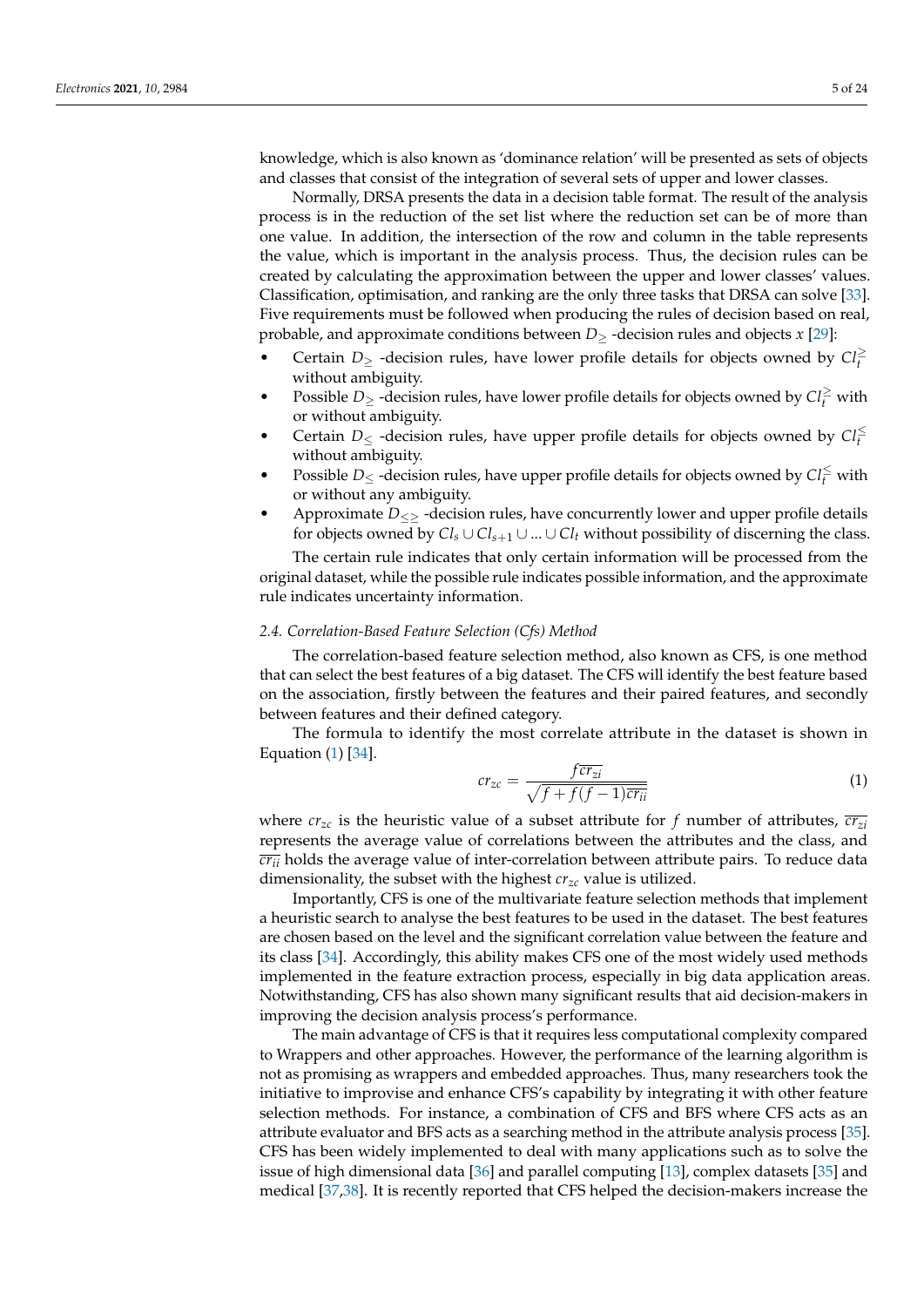knowledge, which is also known as 'dominance relation' will be presented as sets of objects and classes that consist of the integration of several sets of upper and lower classes.

Normally, DRSA presents the data in a decision table format. The result of the analysis process is in the reduction of the set list where the reduction set can be of more than one value. In addition, the intersection of the row and column in the table represents the value, which is important in the analysis process. Thus, the decision rules can be created by calculating the approximation between the upper and lower classes' values. Classification, optimisation, and ranking are the only three tasks that DRSA can solve [33]. Five requirements must be followed when producing the rules of decision based on real, probable, and approximate conditions between $D_{\geq}$ -decision rules and objects $x$ [29]:

- Certain $D_{\geq}$ -decision rules, have lower profile details for objects owned by $Cl_t^{\geq}$ without ambiguity.
- Possible $D_{\geq}$ -decision rules, have lower profile details for objects owned by $Cl_t^{\geq}$ with or without ambiguity.
- Certain $D_{\leq}$ -decision rules, have upper profile details for objects owned by $Cl_t^{\leq}$ without ambiguity.
- Possible $D_{\leq}$ -decision rules, have upper profile details for objects owned by $Cl_t^{\leq}$ with or without any ambiguity.
- Approximate $D_{\leq\geq}$ -decision rules, have concurrently lower and upper profile details for objects owned by $Cl_s \cup Cl_{s+1} \cup ... \cup Cl_t$ without possibility of discerning the class.

The certain rule indicates that only certain information will be processed from the original dataset, while the possible rule indicates possible information, and the approximate rule indicates uncertainty information.

### *2.4. Correlation-Based Feature Selection (Cfs) Method*

The correlation-based feature selection method, also known as CFS, is one method that can select the best features of a big dataset. The CFS will identify the best feature based on the association, firstly between the features and their paired features, and secondly between features and their defined category.

The formula to identify the most correlate attribute in the dataset is shown in Equation (1) [34].

$$cr_{zc} = \frac{f\overline{cr_{zi}}}{\sqrt{f + f(f-1)\overline{cr_{ii}}}} \tag{1}$$

where $cr_{zc}$ is the heuristic value of a subset attribute for $f$ number of attributes, $\overline{cr_{zi}}$ represents the average value of correlations between the attributes and the class, and $\overline{cr_{ii}}$ holds the average value of inter-correlation between attribute pairs. To reduce data dimensionality, the subset with the highest $cr_{zc}$ value is utilized.

Importantly, CFS is one of the multivariate feature selection methods that implement a heuristic search to analyse the best features to be used in the dataset. The best features are chosen based on the level and the significant correlation value between the feature and its class [34]. Accordingly, this ability makes CFS one of the most widely used methods implemented in the feature extraction process, especially in big data application areas. Notwithstanding, CFS has also shown many significant results that aid decision-makers in improving the decision analysis process's performance.

The main advantage of CFS is that it requires less computational complexity compared to Wrappers and other approaches. However, the performance of the learning algorithm is not as promising as wrappers and embedded approaches. Thus, many researchers took the initiative to improvise and enhance CFS's capability by integrating it with other feature selection methods. For instance, a combination of CFS and BFS where CFS acts as an attribute evaluator and BFS acts as a searching method in the attribute analysis process [35]. CFS has been widely implemented to deal with many applications such as to solve the issue of high dimensional data [36] and parallel computing [13], complex datasets [35] and medical [37,38]. It is recently reported that CFS helped the decision-makers increase the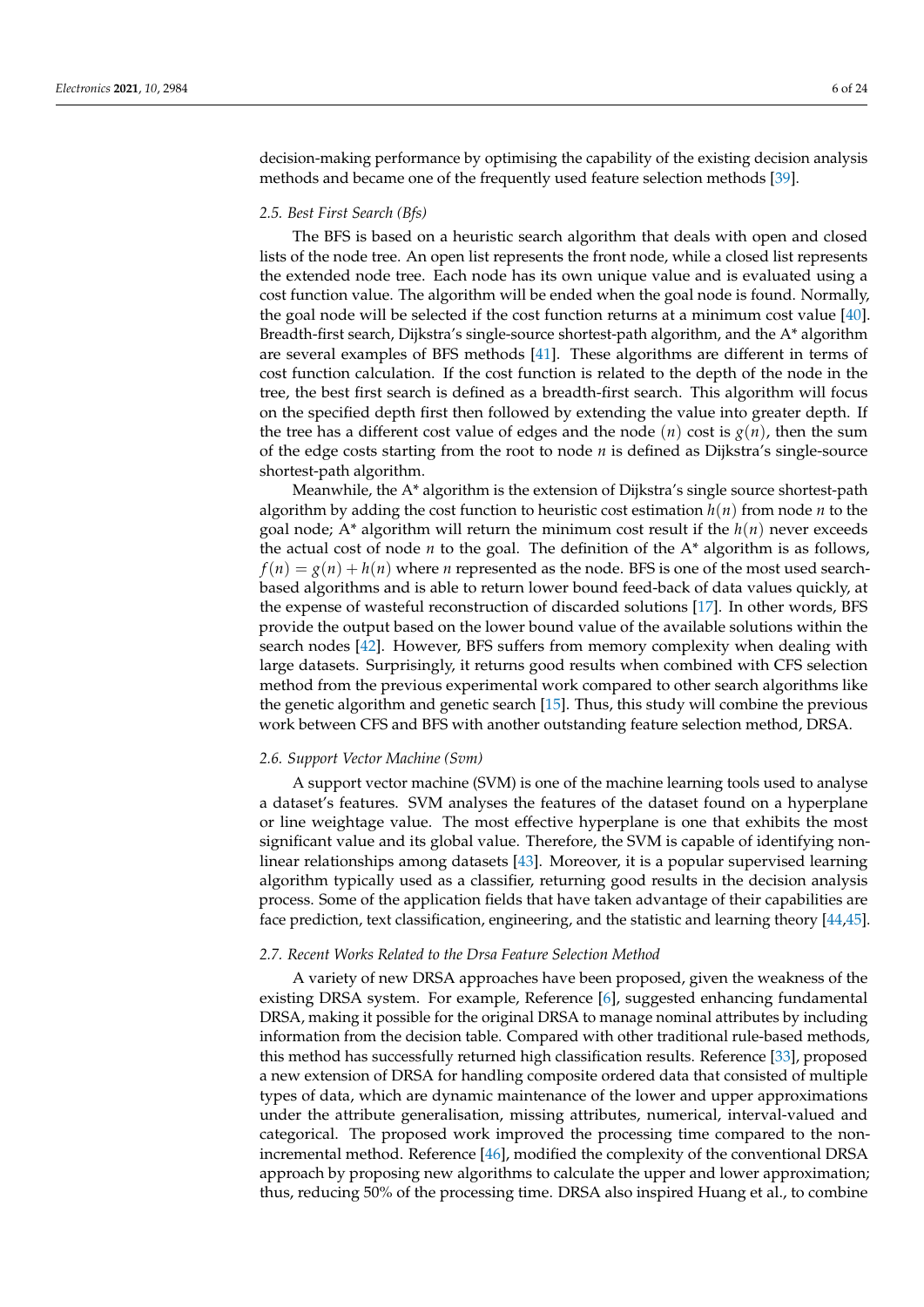decision-making performance by optimising the capability of the existing decision analysis methods and became one of the frequently used feature selection methods [39].

### 2.5. Best First Search (Bfs)

The BFS is based on a heuristic search algorithm that deals with open and closed lists of the node tree. An open list represents the front node, while a closed list represents the extended node tree. Each node has its own unique value and is evaluated using a cost function value. The algorithm will be ended when the goal node is found. Normally, the goal node will be selected if the cost function returns at a minimum cost value [40]. Breadth-first search, Dijkstra's single-source shortest-path algorithm, and the A* algorithm are several examples of BFS methods [41]. These algorithms are different in terms of cost function calculation. If the cost function is related to the depth of the node in the tree, the best first search is defined as a breadth-first search. This algorithm will focus on the specified depth first then followed by extending the value into greater depth. If the tree has a different cost value of edges and the node $(n)$ cost is $g(n)$, then the sum of the edge costs starting from the root to node $n$ is defined as Dijkstra's single-source shortest-path algorithm.

Meanwhile, the A* algorithm is the extension of Dijkstra's single source shortest-path algorithm by adding the cost function to heuristic cost estimation $h(n)$ from node $n$ to the goal node; A* algorithm will return the minimum cost result if the $h(n)$ never exceeds the actual cost of node $n$ to the goal. The definition of the A* algorithm is as follows, $f(n) = g(n) + h(n)$ where $n$ represented as the node. BFS is one of the most used search-based algorithms and is able to return lower bound feed-back of data values quickly, at the expense of wasteful reconstruction of discarded solutions [17]. In other words, BFS provide the output based on the lower bound value of the available solutions within the search nodes [42]. However, BFS suffers from memory complexity when dealing with large datasets. Surprisingly, it returns good results when combined with CFS selection method from the previous experimental work compared to other search algorithms like the genetic algorithm and genetic search [15]. Thus, this study will combine the previous work between CFS and BFS with another outstanding feature selection method, DRSA.

### 2.6. Support Vector Machine (Svm)

A support vector machine (SVM) is one of the machine learning tools used to analyse a dataset's features. SVM analyses the features of the dataset found on a hyperplane or line weightage value. The most effective hyperplane is one that exhibits the most significant value and its global value. Therefore, the SVM is capable of identifying non-linear relationships among datasets [43]. Moreover, it is a popular supervised learning algorithm typically used as a classifier, returning good results in the decision analysis process. Some of the application fields that have taken advantage of their capabilities are face prediction, text classification, engineering, and the statistic and learning theory [44,45].

### 2.7. Recent Works Related to the Drsa Feature Selection Method

A variety of new DRSA approaches have been proposed, given the weakness of the existing DRSA system. For example, Reference [6], suggested enhancing fundamental DRSA, making it possible for the original DRSA to manage nominal attributes by including information from the decision table. Compared with other traditional rule-based methods, this method has successfully returned high classification results. Reference [33], proposed a new extension of DRSA for handling composite ordered data that consisted of multiple types of data, which are dynamic maintenance of the lower and upper approximations under the attribute generalisation, missing attributes, numerical, interval-valued and categorical. The proposed work improved the processing time compared to the non-incremental method. Reference [46], modified the complexity of the conventional DRSA approach by proposing new algorithms to calculate the upper and lower approximation; thus, reducing 50% of the processing time. DRSA also inspired Huang et al., to combine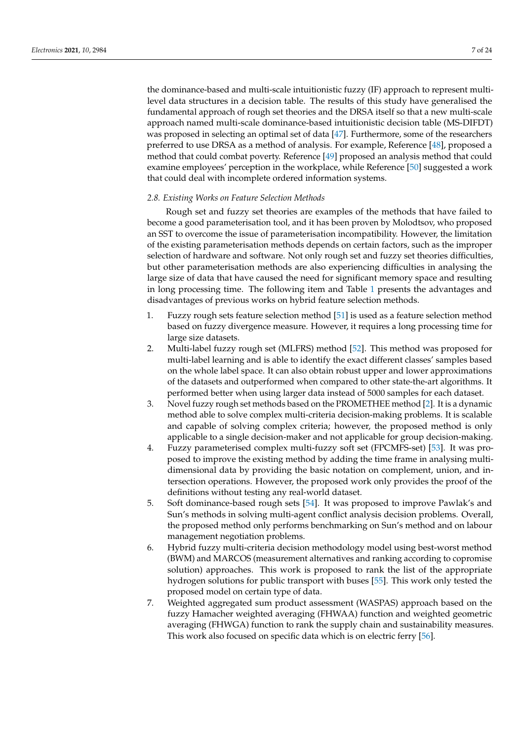the dominance-based and multi-scale intuitionistic fuzzy (IF) approach to represent multi-level data structures in a decision table. The results of this study have generalised the fundamental approach of rough set theories and the DRSA itself so that a new multi-scale approach named multi-scale dominance-based intuitionistic decision table (MS-DIFDT) was proposed in selecting an optimal set of data [47]. Furthermore, some of the researchers preferred to use DRSA as a method of analysis. For example, Reference [48], proposed a method that could combat poverty. Reference [49] proposed an analysis method that could examine employees' perception in the workplace, while Reference [50] suggested a work that could deal with incomplete ordered information systems.

### *2.8. Existing Works on Feature Selection Methods*

Rough set and fuzzy set theories are examples of the methods that have failed to become a good parameterisation tool, and it has been proven by Molodtsov, who proposed an SST to overcome the issue of parameterisation incompatibility. However, the limitation of the existing parameterisation methods depends on certain factors, such as the improper selection of hardware and software. Not only rough set and fuzzy set theories difficulties, but other parameterisation methods are also experiencing difficulties in analysing the large size of data that have caused the need for significant memory space and resulting in long processing time. The following item and Table 1 presents the advantages and disadvantages of previous works on hybrid feature selection methods.

1. Fuzzy rough sets feature selection method [51] is used as a feature selection method based on fuzzy divergence measure. However, it requires a long processing time for large size datasets.
2. Multi-label fuzzy rough set (MLFRS) method [52]. This method was proposed for multi-label learning and is able to identify the exact different classes' samples based on the whole label space. It can also obtain robust upper and lower approximations of the datasets and outperformed when compared to other state-the-art algorithms. It performed better when using larger data instead of 5000 samples for each dataset.
3. Novel fuzzy rough set methods based on the PROMETHEE method [2]. It is a dynamic method able to solve complex multi-criteria decision-making problems. It is scalable and capable of solving complex criteria; however, the proposed method is only applicable to a single decision-maker and not applicable for group decision-making.
4. Fuzzy parameterised complex multi-fuzzy soft set (FPCMFS-set) [53]. It was proposed to improve the existing method by adding the time frame in analysing multi-dimensional data by providing the basic notation on complement, union, and intersection operations. However, the proposed work only provides the proof of the definitions without testing any real-world dataset.
5. Soft dominance-based rough sets [54]. It was proposed to improve Pawlak's and Sun's methods in solving multi-agent conflict analysis decision problems. Overall, the proposed method only performs benchmarking on Sun's method and on labour management negotiation problems.
6. Hybrid fuzzy multi-criteria decision methodology model using best-worst method (BWM) and MARCOS (measurement alternatives and ranking according to copromise solution) approaches. This work is proposed to rank the list of the appropriate hydrogen solutions for public transport with buses [55]. This work only tested the proposed model on certain type of data.
7. Weighted aggregated sum product assessment (WASPAS) approach based on the fuzzy Hamacher weighted averaging (FHWAA) function and weighted geometric averaging (FHWGA) function to rank the supply chain and sustainability measures. This work also focused on specific data which is on electric ferry [56].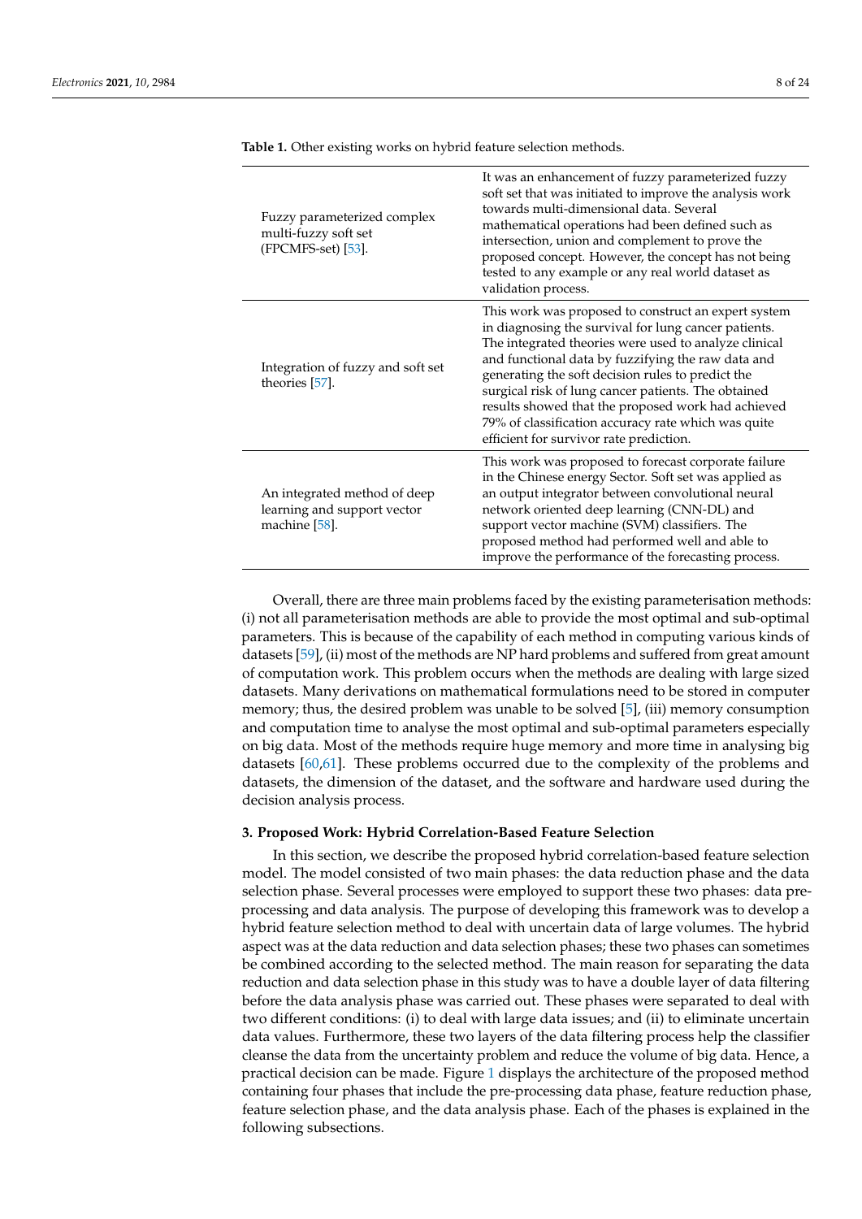**Table 1.** Other existing works on hybrid feature selection methods.

| | |
|---|---|
| Fuzzy parameterized complex multi-fuzzy soft set (FPCMFS-set) [53]. | It was an enhancement of fuzzy parameterized fuzzy soft set that was initiated to improve the analysis work towards multi-dimensional data. Several mathematical operations had been defined such as intersection, union and complement to prove the proposed concept. However, the concept has not being tested to any example or any real world dataset as validation process. |
| Integration of fuzzy and soft set theories [57]. | This work was proposed to construct an expert system in diagnosing the survival for lung cancer patients. The integrated theories were used to analyze clinical and functional data by fuzzifying the raw data and generating the soft decision rules to predict the surgical risk of lung cancer patients. The obtained results showed that the proposed work had achieved 79% of classification accuracy rate which was quite efficient for survivor rate prediction. |
| An integrated method of deep learning and support vector machine [58]. | This work was proposed to forecast corporate failure in the Chinese energy Sector. Soft set was applied as an output integrator between convolutional neural network oriented deep learning (CNN-DL) and support vector machine (SVM) classifiers. The proposed method had performed well and able to improve the performance of the forecasting process. |

Overall, there are three main problems faced by the existing parameterisation methods: (i) not all parameterisation methods are able to provide the most optimal and sub-optimal parameters. This is because of the capability of each method in computing various kinds of datasets [59], (ii) most of the methods are NP hard problems and suffered from great amount of computation work. This problem occurs when the methods are dealing with large sized datasets. Many derivations on mathematical formulations need to be stored in computer memory; thus, the desired problem was unable to be solved [5], (iii) memory consumption and computation time to analyse the most optimal and sub-optimal parameters especially on big data. Most of the methods require huge memory and more time in analysing big datasets [60,61]. These problems occurred due to the complexity of the problems and datasets, the dimension of the dataset, and the software and hardware used during the decision analysis process.

## 3. Proposed Work: Hybrid Correlation-Based Feature Selection

In this section, we describe the proposed hybrid correlation-based feature selection model. The model consisted of two main phases: the data reduction phase and the data selection phase. Several processes were employed to support these two phases: data pre-processing and data analysis. The purpose of developing this framework was to develop a hybrid feature selection method to deal with uncertain data of large volumes. The hybrid aspect was at the data reduction and data selection phases; these two phases can sometimes be combined according to the selected method. The main reason for separating the data reduction and data selection phase in this study was to have a double layer of data filtering before the data analysis phase was carried out. These phases were separated to deal with two different conditions: (i) to deal with large data issues; and (ii) to eliminate uncertain data values. Furthermore, these two layers of the data filtering process help the classifier cleanse the data from the uncertainty problem and reduce the volume of big data. Hence, a practical decision can be made. Figure 1 displays the architecture of the proposed method containing four phases that include the pre-processing data phase, feature reduction phase, feature selection phase, and the data analysis phase. Each of the phases is explained in the following subsections.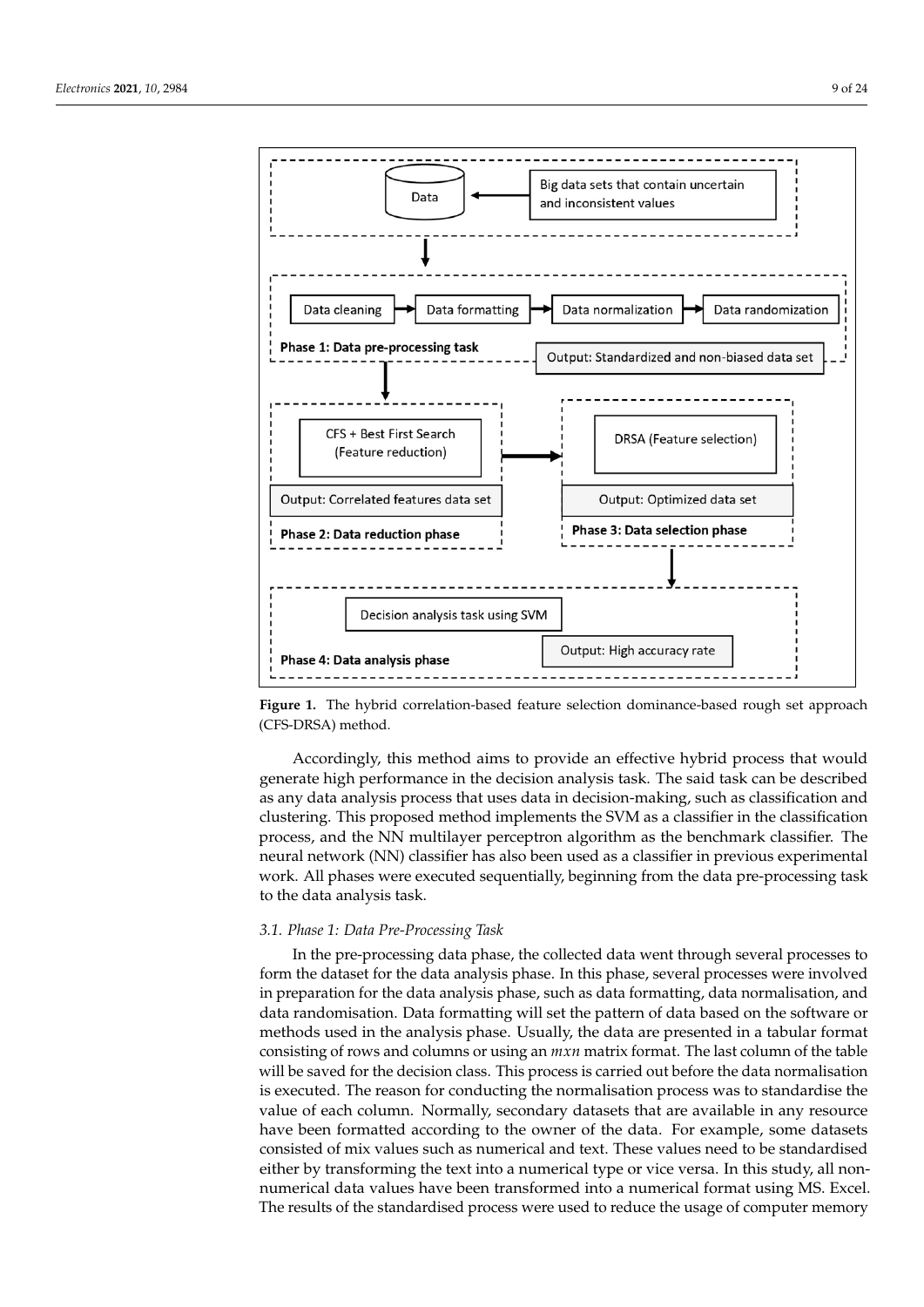Big data sets that contain uncertain and inconsistent values

Data

Data cleaning → Data formatting → Data normalization → Data randomization

**Phase 1: Data pre-processing task**

Output: Standardized and non-biased data set

CFS + Best First Search (Feature reduction)

Output: Correlated features data set

**Phase 2: Data reduction phase**

DRSA (Feature selection)

Output: Optimized data set

**Phase 3: Data selection phase**

Decision analysis task using SVM

Output: High accuracy rate

**Phase 4: Data analysis phase**

**Figure 1.** The hybrid correlation-based feature selection dominance-based rough set approach (CFS-DRSA) method.

Accordingly, this method aims to provide an effective hybrid process that would generate high performance in the decision analysis task. The said task can be described as any data analysis process that uses data in decision-making, such as classification and clustering. This proposed method implements the SVM as a classifier in the classification process, and the NN multilayer perceptron algorithm as the benchmark classifier. The neural network (NN) classifier has also been used as a classifier in previous experimental work. All phases were executed sequentially, beginning from the data pre-processing task to the data analysis task.

### *3.1. Phase 1: Data Pre-Processing Task*

In the pre-processing data phase, the collected data went through several processes to form the dataset for the data analysis phase. In this phase, several processes were involved in preparation for the data analysis phase, such as data formatting, data normalisation, and data randomisation. Data formatting will set the pattern of data based on the software or methods used in the analysis phase. Usually, the data are presented in a tabular format consisting of rows and columns or using an $mxn$ matrix format. The last column of the table will be saved for the decision class. This process is carried out before the data normalisation is executed. The reason for conducting the normalisation process was to standardise the value of each column. Normally, secondary datasets that are available in any resource have been formatted according to the owner of the data. For example, some datasets consisted of mix values such as numerical and text. These values need to be standardised either by transforming the text into a numerical type or vice versa. In this study, all non-numerical data values have been transformed into a numerical format using MS. Excel. The results of the standardised process were used to reduce the usage of computer memory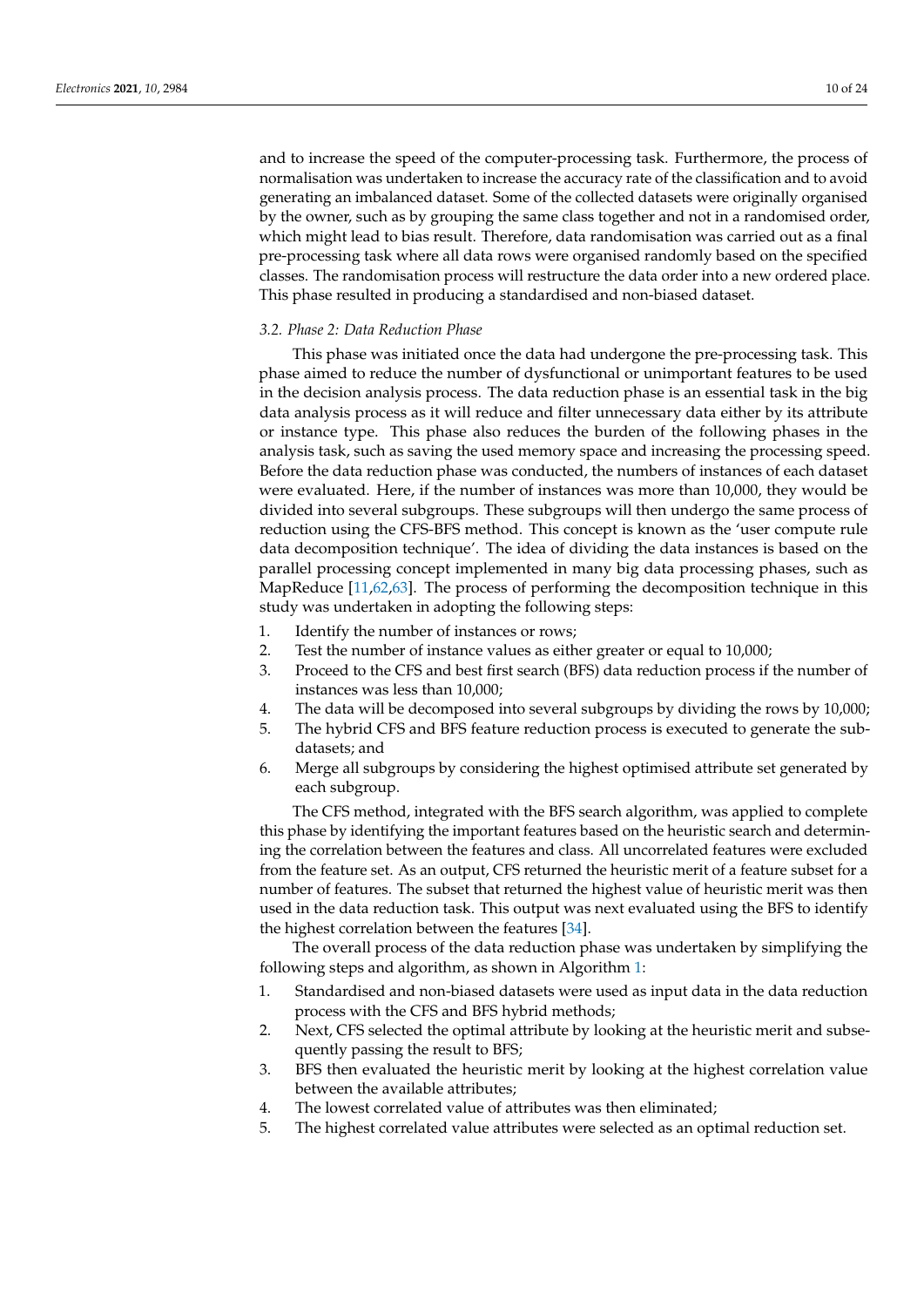and to increase the speed of the computer-processing task. Furthermore, the process of normalisation was undertaken to increase the accuracy rate of the classification and to avoid generating an imbalanced dataset. Some of the collected datasets were originally organised by the owner, such as by grouping the same class together and not in a randomised order, which might lead to bias result. Therefore, data randomisation was carried out as a final pre-processing task where all data rows were organised randomly based on the specified classes. The randomisation process will restructure the data order into a new ordered place. This phase resulted in producing a standardised and non-biased dataset.

### *3.2. Phase 2: Data Reduction Phase*

This phase was initiated once the data had undergone the pre-processing task. This phase aimed to reduce the number of dysfunctional or unimportant features to be used in the decision analysis process. The data reduction phase is an essential task in the big data analysis process as it will reduce and filter unnecessary data either by its attribute or instance type. This phase also reduces the burden of the following phases in the analysis task, such as saving the used memory space and increasing the processing speed. Before the data reduction phase was conducted, the numbers of instances of each dataset were evaluated. Here, if the number of instances was more than 10,000, they would be divided into several subgroups. These subgroups will then undergo the same process of reduction using the CFS-BFS method. This concept is known as the 'user compute rule data decomposition technique'. The idea of dividing the data instances is based on the parallel processing concept implemented in many big data processing phases, such as MapReduce [11,62,63]. The process of performing the decomposition technique in this study was undertaken in adopting the following steps:

1. Identify the number of instances or rows;
2. Test the number of instance values as either greater or equal to 10,000;
3. Proceed to the CFS and best first search (BFS) data reduction process if the number of instances was less than 10,000;
4. The data will be decomposed into several subgroups by dividing the rows by 10,000;
5. The hybrid CFS and BFS feature reduction process is executed to generate the sub-datasets; and
6. Merge all subgroups by considering the highest optimised attribute set generated by each subgroup.

The CFS method, integrated with the BFS search algorithm, was applied to complete this phase by identifying the important features based on the heuristic search and determining the correlation between the features and class. All uncorrelated features were excluded from the feature set. As an output, CFS returned the heuristic merit of a feature subset for a number of features. The subset that returned the highest value of heuristic merit was then used in the data reduction task. This output was next evaluated using the BFS to identify the highest correlation between the features [34].

The overall process of the data reduction phase was undertaken by simplifying the following steps and algorithm, as shown in Algorithm 1:

1. Standardised and non-biased datasets were used as input data in the data reduction process with the CFS and BFS hybrid methods;
2. Next, CFS selected the optimal attribute by looking at the heuristic merit and subsequently passing the result to BFS;
3. BFS then evaluated the heuristic merit by looking at the highest correlation value between the available attributes;
4. The lowest correlated value of attributes was then eliminated;
5. The highest correlated value attributes were selected as an optimal reduction set.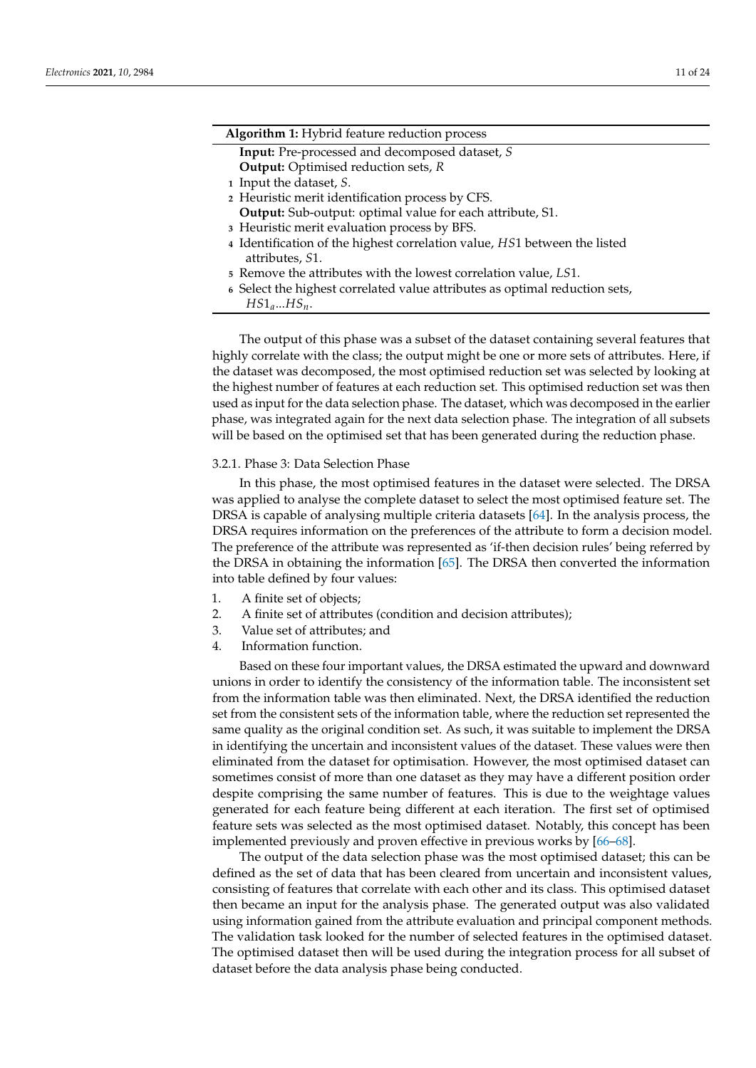**Algorithm 1:** Hybrid feature reduction process

**Input:** Pre-processed and decomposed dataset, $S$
**Output:** Optimised reduction sets, $R$

1. Input the dataset, $S$.
2. Heuristic merit identification process by CFS.
   **Output:** Sub-output: optimal value for each attribute, S1.
3. Heuristic merit evaluation process by BFS.
4. Identification of the highest correlation value, $HS1$ between the listed attributes, $S1$.
5. Remove the attributes with the lowest correlation value, $LS1$.
6. Select the highest correlated value attributes as optimal reduction sets, $HS1_a ... HS_n$.

The output of this phase was a subset of the dataset containing several features that highly correlate with the class; the output might be one or more sets of attributes. Here, if the dataset was decomposed, the most optimised reduction set was selected by looking at the highest number of features at each reduction set. This optimised reduction set was then used as input for the data selection phase. The dataset, which was decomposed in the earlier phase, was integrated again for the next data selection phase. The integration of all subsets will be based on the optimised set that has been generated during the reduction phase.

#### 3.2.1. Phase 3: Data Selection Phase

In this phase, the most optimised features in the dataset were selected. The DRSA was applied to analyse the complete dataset to select the most optimised feature set. The DRSA is capable of analysing multiple criteria datasets [64]. In the analysis process, the DRSA requires information on the preferences of the attribute to form a decision model. The preference of the attribute was represented as 'if-then decision rules' being referred by the DRSA in obtaining the information [65]. The DRSA then converted the information into table defined by four values:

1. A finite set of objects;
2. A finite set of attributes (condition and decision attributes);
3. Value set of attributes; and
4. Information function.

Based on these four important values, the DRSA estimated the upward and downward unions in order to identify the consistency of the information table. The inconsistent set from the information table was then eliminated. Next, the DRSA identified the reduction set from the consistent sets of the information table, where the reduction set represented the same quality as the original condition set. As such, it was suitable to implement the DRSA in identifying the uncertain and inconsistent values of the dataset. These values were then eliminated from the dataset for optimisation. However, the most optimised dataset can sometimes consist of more than one dataset as they may have a different position order despite comprising the same number of features. This is due to the weightage values generated for each feature being different at each iteration. The first set of optimised feature sets was selected as the most optimised dataset. Notably, this concept has been implemented previously and proven effective in previous works by [66–68].

The output of the data selection phase was the most optimised dataset; this can be defined as the set of data that has been cleared from uncertain and inconsistent values, consisting of features that correlate with each other and its class. This optimised dataset then became an input for the analysis phase. The generated output was also validated using information gained from the attribute evaluation and principal component methods. The validation task looked for the number of selected features in the optimised dataset. The optimised dataset then will be used during the integration process for all subset of dataset before the data analysis phase being conducted.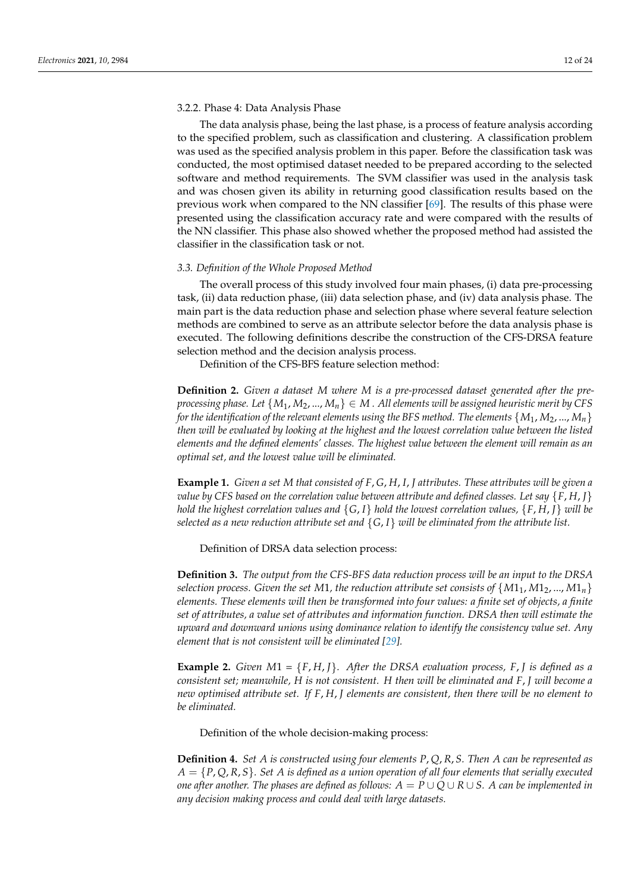#### 3.2.2. Phase 4: Data Analysis Phase

The data analysis phase, being the last phase, is a process of feature analysis according to the specified problem, such as classification and clustering. A classification problem was used as the specified analysis problem in this paper. Before the classification task was conducted, the most optimised dataset needed to be prepared according to the selected software and method requirements. The SVM classifier was used in the analysis task and was chosen given its ability in returning good classification results based on the previous work when compared to the NN classifier [69]. The results of this phase were presented using the classification accuracy rate and were compared with the results of the NN classifier. This phase also showed whether the proposed method had assisted the classifier in the classification task or not.

### *3.3. Definition of the Whole Proposed Method*

The overall process of this study involved four main phases, (i) data pre-processing task, (ii) data reduction phase, (iii) data selection phase, and (iv) data analysis phase. The main part is the data reduction phase and selection phase where several feature selection methods are combined to serve as an attribute selector before the data analysis phase is executed. The following definitions describe the construction of the CFS-DRSA feature selection method and the decision analysis process.

Definition of the CFS-BFS feature selection method:

**Definition 2.** *Given a dataset $M$ where $M$ is a pre-processed dataset generated after the pre-processing phase. Let $\{M_1, M_2, ..., M_n\} \in M$. All elements will be assigned heuristic merit by CFS for the identification of the relevant elements using the BFS method. The elements $\{M_1, M_2, ..., M_n\}$ then will be evaluated by looking at the highest and the lowest correlation value between the listed elements and the defined elements' classes. The highest value between the element will remain as an optimal set, and the lowest value will be eliminated.*

**Example 1.** *Given a set $M$ that consisted of $F, G, H, I, J$ attributes. These attributes will be given a value by CFS based on the correlation value between attribute and defined classes. Let say $\{F, H, J\}$ hold the highest correlation values and $\{G, I\}$ hold the lowest correlation values, $\{F, H, J\}$ will be selected as a new reduction attribute set and $\{G, I\}$ will be eliminated from the attribute list.*

Definition of DRSA data selection process:

**Definition 3.** *The output from the CFS-BFS data reduction process will be an input to the DRSA selection process. Given the set $M1$, the reduction attribute set consists of $\{M1_1, M1_2, ..., M1_n\}$ elements. These elements will then be transformed into four values: a finite set of objects, a finite set of attributes, a value set of attributes and information function. DRSA then will estimate the upward and downward unions using dominance relation to identify the consistency value set. Any element that is not consistent will be eliminated [29].*

**Example 2.** *Given $M1 = \{F, H, J\}$. After the DRSA evaluation process, $F, J$ is defined as a consistent set; meanwhile, $H$ is not consistent. $H$ then will be eliminated and $F, J$ will become a new optimised attribute set. If $F, H, J$ elements are consistent, then there will be no element to be eliminated.*

Definition of the whole decision-making process:

**Definition 4.** *Set $A$ is constructed using four elements $P, Q, R, S$. Then $A$ can be represented as $A = \{P, Q, R, S\}$. Set $A$ is defined as a union operation of all four elements that serially executed one after another. The phases are defined as follows: $A = P \cup Q \cup R \cup S$. $A$ can be implemented in any decision making process and could deal with large datasets.*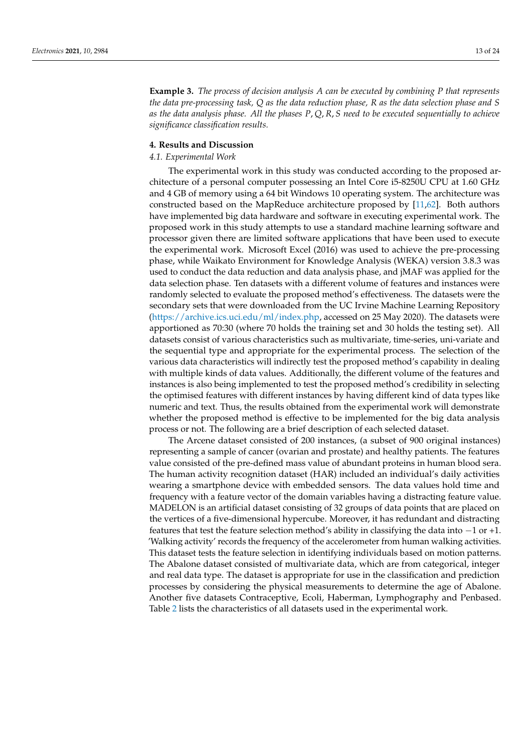**Example 3.** *The process of decision analysis A can be executed by combining P that represents the data pre-processing task, Q as the data reduction phase, R as the data selection phase and S as the data analysis phase. All the phases P, Q, R, S need to be executed sequentially to achieve significance classification results.*

## 4. Results and Discussion

### 4.1. Experimental Work

The experimental work in this study was conducted according to the proposed architecture of a personal computer possessing an Intel Core i5-8250U CPU at 1.60 GHz and 4 GB of memory using a 64 bit Windows 10 operating system. The architecture was constructed based on the MapReduce architecture proposed by [11,62]. Both authors have implemented big data hardware and software in executing experimental work. The proposed work in this study attempts to use a standard machine learning software and processor given there are limited software applications that have been used to execute the experimental work. Microsoft Excel (2016) was used to achieve the pre-processing phase, while Waikato Environment for Knowledge Analysis (WEKA) version 3.8.3 was used to conduct the data reduction and data analysis phase, and jMAF was applied for the data selection phase. Ten datasets with a different volume of features and instances were randomly selected to evaluate the proposed method's effectiveness. The datasets were the secondary sets that were downloaded from the UC Irvine Machine Learning Repository (https://archive.ics.uci.edu/ml/index.php, accessed on 25 May 2020). The datasets were apportioned as 70:30 (where 70 holds the training set and 30 holds the testing set). All datasets consist of various characteristics such as multivariate, time-series, uni-variate and the sequential type and appropriate for the experimental process. The selection of the various data characteristics will indirectly test the proposed method's capability in dealing with multiple kinds of data values. Additionally, the different volume of the features and instances is also being implemented to test the proposed method's credibility in selecting the optimised features with different instances by having different kind of data types like numeric and text. Thus, the results obtained from the experimental work will demonstrate whether the proposed method is effective to be implemented for the big data analysis process or not. The following are a brief description of each selected dataset.

The Arcene dataset consisted of 200 instances, (a subset of 900 original instances) representing a sample of cancer (ovarian and prostate) and healthy patients. The features value consisted of the pre-defined mass value of abundant proteins in human blood sera. The human activity recognition dataset (HAR) included an individual's daily activities wearing a smartphone device with embedded sensors. The data values hold time and frequency with a feature vector of the domain variables having a distracting feature value. MADELON is an artificial dataset consisting of 32 groups of data points that are placed on the vertices of a five-dimensional hypercube. Moreover, it has redundant and distracting features that test the feature selection method's ability in classifying the data into −1 or +1. 'Walking activity' records the frequency of the accelerometer from human walking activities. This dataset tests the feature selection in identifying individuals based on motion patterns. The Abalone dataset consisted of multivariate data, which are from categorical, integer and real data type. The dataset is appropriate for use in the classification and prediction processes by considering the physical measurements to determine the age of Abalone. Another five datasets Contraceptive, Ecoli, Haberman, Lymphography and Penbased. Table 2 lists the characteristics of all datasets used in the experimental work.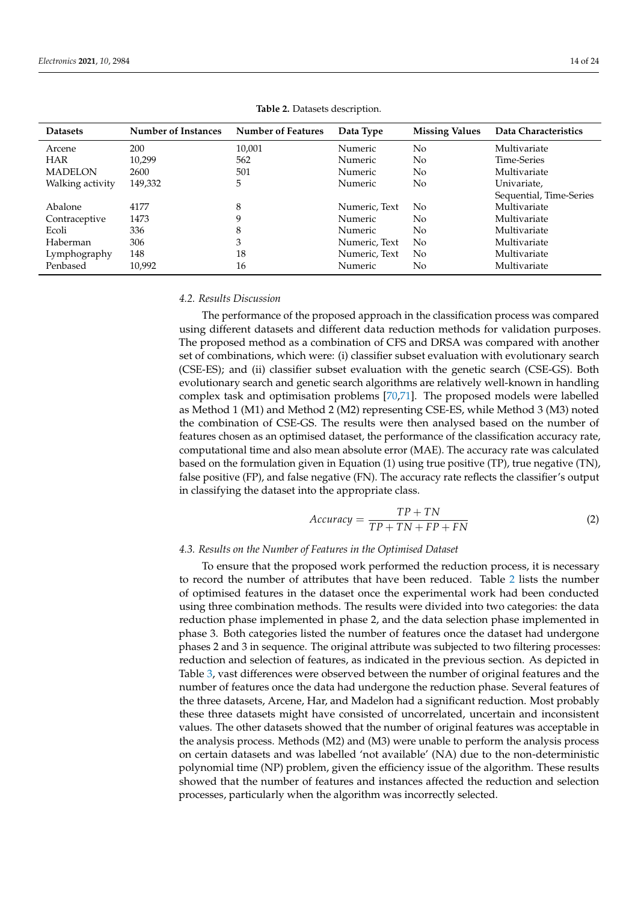**Table 2.** Datasets description.

| Datasets | Number of Instances | Number of Features | Data Type | Missing Values | Data Characteristics |
|---|---|---|---|---|---|
| Arcene | 200 | 10,001 | Numeric | No | Multivariate |
| HAR | 10,299 | 562 | Numeric | No | Time-Series |
| MADELON | 2600 | 501 | Numeric | No | Multivariate |
| Walking activity | 149,332 | 5 | Numeric | No | Univariate, Sequential, Time-Series |
| Abalone | 4177 | 8 | Numeric, Text | No | Multivariate |
| Contraceptive | 1473 | 9 | Numeric | No | Multivariate |
| Ecoli | 336 | 8 | Numeric | No | Multivariate |
| Haberman | 306 | 3 | Numeric, Text | No | Multivariate |
| Lymphography | 148 | 18 | Numeric, Text | No | Multivariate |
| Penbased | 10,992 | 16 | Numeric | No | Multivariate |

### 4.2. Results Discussion

The performance of the proposed approach in the classification process was compared using different datasets and different data reduction methods for validation purposes. The proposed method as a combination of CFS and DRSA was compared with another set of combinations, which were: (i) classifier subset evaluation with evolutionary search (CSE-ES); and (ii) classifier subset evaluation with the genetic search (CSE-GS). Both evolutionary search and genetic search algorithms are relatively well-known in handling complex task and optimisation problems [70,71]. The proposed models were labelled as Method 1 (M1) and Method 2 (M2) representing CSE-ES, while Method 3 (M3) noted the combination of CSE-GS. The results were then analysed based on the number of features chosen as an optimised dataset, the performance of the classification accuracy rate, computational time and also mean absolute error (MAE). The accuracy rate was calculated based on the formulation given in Equation (1) using true positive (TP), true negative (TN), false positive (FP), and false negative (FN). The accuracy rate reflects the classifier's output in classifying the dataset into the appropriate class.

$$Accuracy = \frac{TP + TN}{TP + TN + FP + FN} \tag{2}$$

### 4.3. Results on the Number of Features in the Optimised Dataset

To ensure that the proposed work performed the reduction process, it is necessary to record the number of attributes that have been reduced. Table 2 lists the number of optimised features in the dataset once the experimental work had been conducted using three combination methods. The results were divided into two categories: the data reduction phase implemented in phase 2, and the data selection phase implemented in phase 3. Both categories listed the number of features once the dataset had undergone phases 2 and 3 in sequence. The original attribute was subjected to two filtering processes: reduction and selection of features, as indicated in the previous section. As depicted in Table 3, vast differences were observed between the number of original features and the number of features once the data had undergone the reduction phase. Several features of the three datasets, Arcene, Har, and Madelon had a significant reduction. Most probably these three datasets might have consisted of uncorrelated, uncertain and inconsistent values. The other datasets showed that the number of original features was acceptable in the analysis process. Methods (M2) and (M3) were unable to perform the analysis process on certain datasets and was labelled 'not available' (NA) due to the non-deterministic polynomial time (NP) problem, given the efficiency issue of the algorithm. These results showed that the number of features and instances affected the reduction and selection processes, particularly when the algorithm was incorrectly selected.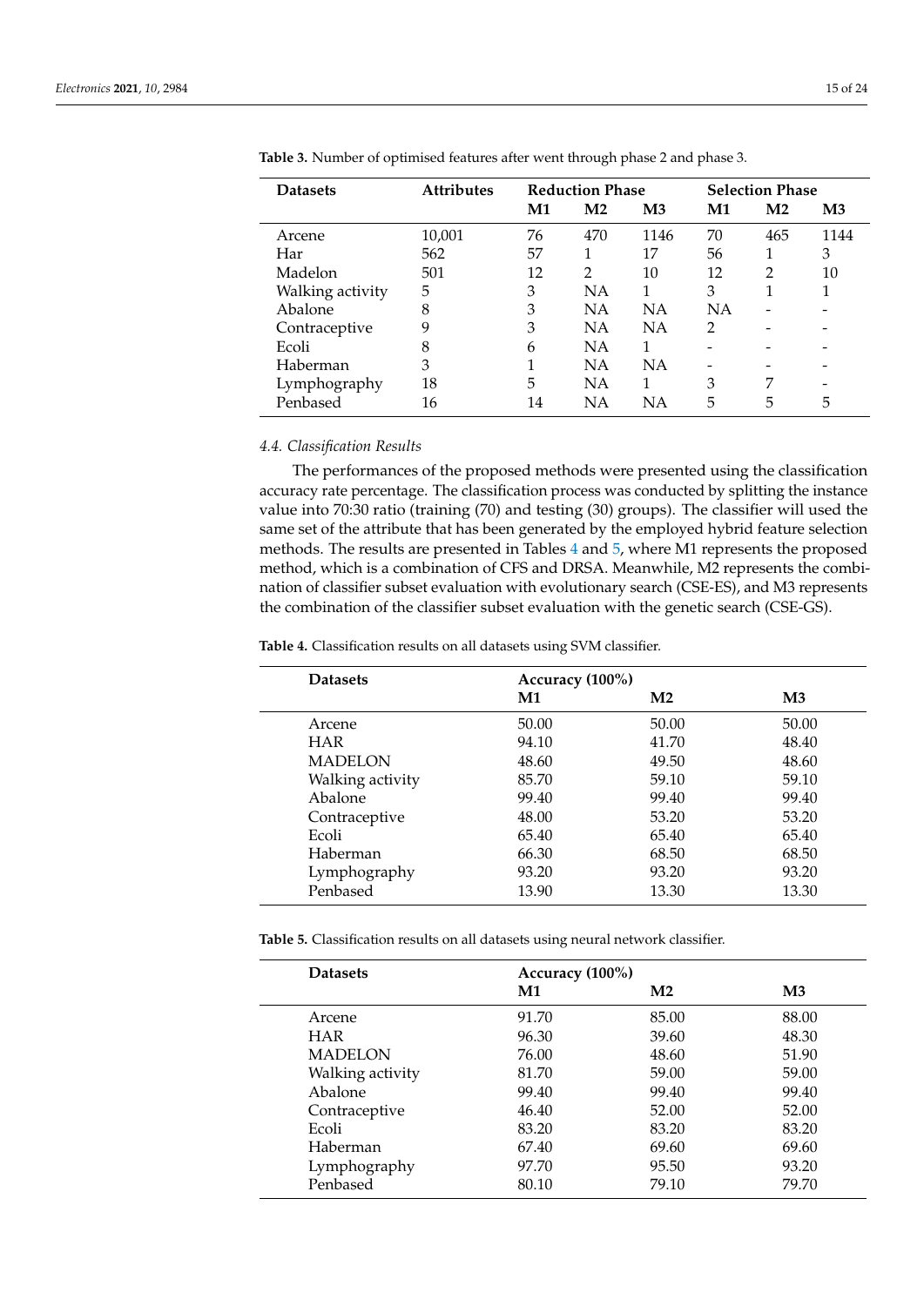**Table 3.** Number of optimised features after went through phase 2 and phase 3.

| Datasets | Attributes | Reduction Phase | | | Selection Phase | | |
|---|---|---|---|---|---|---|---|
| | | M1 | M2 | M3 | M1 | M2 | M3 |
| Arcene | 10,001 | 76 | 470 | 1146 | 70 | 465 | 1144 |
| Har | 562 | 57 | 1 | 17 | 56 | 1 | 3 |
| Madelon | 501 | 12 | 2 | 10 | 12 | 2 | 10 |
| Walking activity | 5 | 3 | NA | 1 | 3 | 1 | 1 |
| Abalone | 8 | 3 | NA | NA | NA | - | - |
| Contraceptive | 9 | 3 | NA | NA | 2 | - | - |
| Ecoli | 8 | 6 | NA | 1 | - | - | - |
| Haberman | 3 | 1 | NA | NA | - | - | - |
| Lymphography | 18 | 5 | NA | 1 | 3 | 7 | - |
| Penbased | 16 | 14 | NA | NA | 5 | 5 | 5 |

### 4.4. Classification Results

The performances of the proposed methods were presented using the classification accuracy rate percentage. The classification process was conducted by splitting the instance value into 70:30 ratio (training (70) and testing (30) groups). The classifier will used the same set of the attribute that has been generated by the employed hybrid feature selection methods. The results are presented in Tables 4 and 5, where M1 represents the proposed method, which is a combination of CFS and DRSA. Meanwhile, M2 represents the combination of classifier subset evaluation with evolutionary search (CSE-ES), and M3 represents the combination of the classifier subset evaluation with the genetic search (CSE-GS).

**Table 4.** Classification results on all datasets using SVM classifier.

| Datasets | Accuracy (100%) | | |
|---|---|---|---|
| | M1 | M2 | M3 |
| Arcene | 50.00 | 50.00 | 50.00 |
| HAR | 94.10 | 41.70 | 48.40 |
| MADELON | 48.60 | 49.50 | 48.60 |
| Walking activity | 85.70 | 59.10 | 59.10 |
| Abalone | 99.40 | 99.40 | 99.40 |
| Contraceptive | 48.00 | 53.20 | 53.20 |
| Ecoli | 65.40 | 65.40 | 65.40 |
| Haberman | 66.30 | 68.50 | 68.50 |
| Lymphography | 93.20 | 93.20 | 93.20 |
| Penbased | 13.90 | 13.30 | 13.30 |

**Table 5.** Classification results on all datasets using neural network classifier.

| Datasets | Accuracy (100%) | | |
|---|---|---|---|
| | M1 | M2 | M3 |
| Arcene | 91.70 | 85.00 | 88.00 |
| HAR | 96.30 | 39.60 | 48.30 |
| MADELON | 76.00 | 48.60 | 51.90 |
| Walking activity | 81.70 | 59.00 | 59.00 |
| Abalone | 99.40 | 99.40 | 99.40 |
| Contraceptive | 46.40 | 52.00 | 52.00 |
| Ecoli | 83.20 | 83.20 | 83.20 |
| Haberman | 67.40 | 69.60 | 69.60 |
| Lymphography | 97.70 | 95.50 | 93.20 |
| Penbased | 80.10 | 79.10 | 79.70 |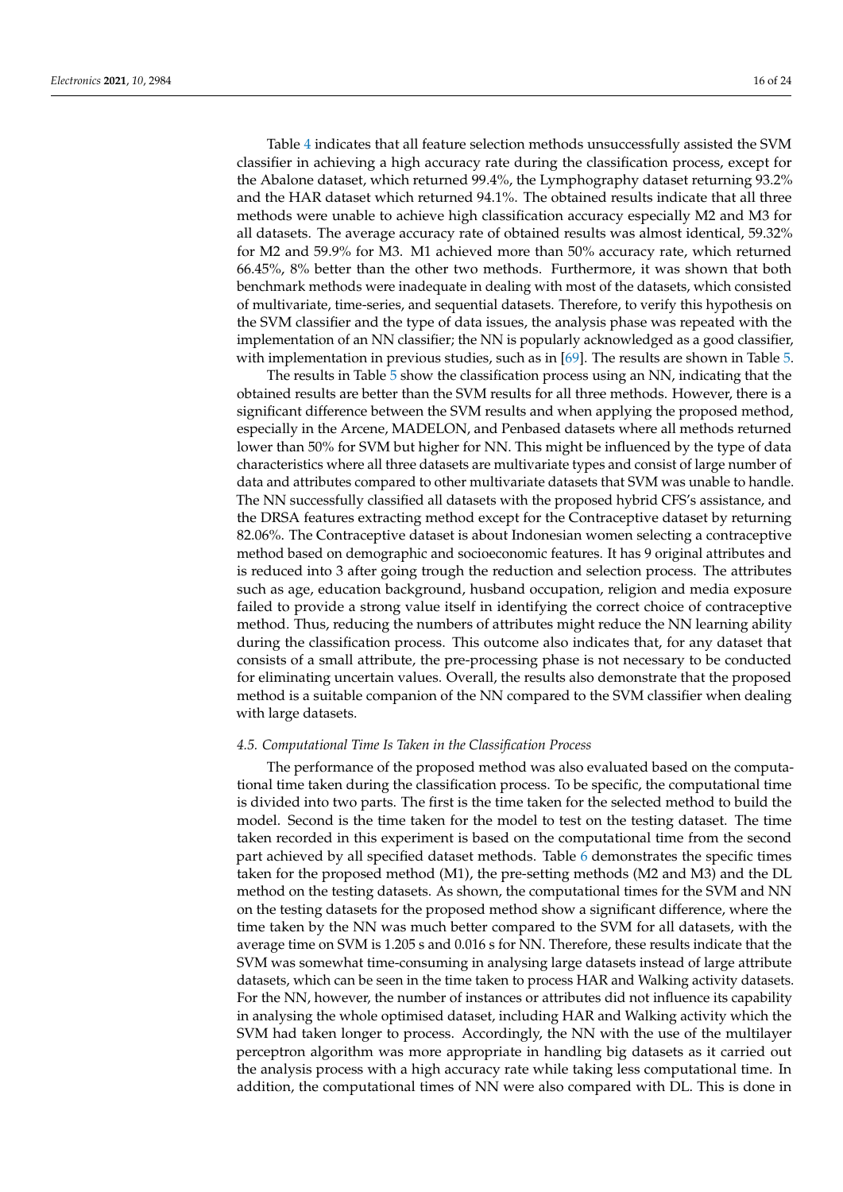Table 4 indicates that all feature selection methods unsuccessfully assisted the SVM classifier in achieving a high accuracy rate during the classification process, except for the Abalone dataset, which returned 99.4%, the Lymphography dataset returning 93.2% and the HAR dataset which returned 94.1%. The obtained results indicate that all three methods were unable to achieve high classification accuracy especially M2 and M3 for all datasets. The average accuracy rate of obtained results was almost identical, 59.32% for M2 and 59.9% for M3. M1 achieved more than 50% accuracy rate, which returned 66.45%, 8% better than the other two methods. Furthermore, it was shown that both benchmark methods were inadequate in dealing with most of the datasets, which consisted of multivariate, time-series, and sequential datasets. Therefore, to verify this hypothesis on the SVM classifier and the type of data issues, the analysis phase was repeated with the implementation of an NN classifier; the NN is popularly acknowledged as a good classifier, with implementation in previous studies, such as in [69]. The results are shown in Table 5.

The results in Table 5 show the classification process using an NN, indicating that the obtained results are better than the SVM results for all three methods. However, there is a significant difference between the SVM results and when applying the proposed method, especially in the Arcene, MADELON, and Penbased datasets where all methods returned lower than 50% for SVM but higher for NN. This might be influenced by the type of data characteristics where all three datasets are multivariate types and consist of large number of data and attributes compared to other multivariate datasets that SVM was unable to handle. The NN successfully classified all datasets with the proposed hybrid CFS's assistance, and the DRSA features extracting method except for the Contraceptive dataset by returning 82.06%. The Contraceptive dataset is about Indonesian women selecting a contraceptive method based on demographic and socioeconomic features. It has 9 original attributes and is reduced into 3 after going trough the reduction and selection process. The attributes such as age, education background, husband occupation, religion and media exposure failed to provide a strong value itself in identifying the correct choice of contraceptive method. Thus, reducing the numbers of attributes might reduce the NN learning ability during the classification process. This outcome also indicates that, for any dataset that consists of a small attribute, the pre-processing phase is not necessary to be conducted for eliminating uncertain values. Overall, the results also demonstrate that the proposed method is a suitable companion of the NN compared to the SVM classifier when dealing with large datasets.

### 4.5. Computational Time Is Taken in the Classification Process

The performance of the proposed method was also evaluated based on the computational time taken during the classification process. To be specific, the computational time is divided into two parts. The first is the time taken for the selected method to build the model. Second is the time taken for the model to test on the testing dataset. The time taken recorded in this experiment is based on the computational time from the second part achieved by all specified dataset methods. Table 6 demonstrates the specific times taken for the proposed method (M1), the pre-setting methods (M2 and M3) and the DL method on the testing datasets. As shown, the computational times for the SVM and NN on the testing datasets for the proposed method show a significant difference, where the time taken by the NN was much better compared to the SVM for all datasets, with the average time on SVM is 1.205 s and 0.016 s for NN. Therefore, these results indicate that the SVM was somewhat time-consuming in analysing large datasets instead of large attribute datasets, which can be seen in the time taken to process HAR and Walking activity datasets. For the NN, however, the number of instances or attributes did not influence its capability in analysing the whole optimised dataset, including HAR and Walking activity which the SVM had taken longer to process. Accordingly, the NN with the use of the multilayer perceptron algorithm was more appropriate in handling big datasets as it carried out the analysis process with a high accuracy rate while taking less computational time. In addition, the computational times of NN were also compared with DL. This is done in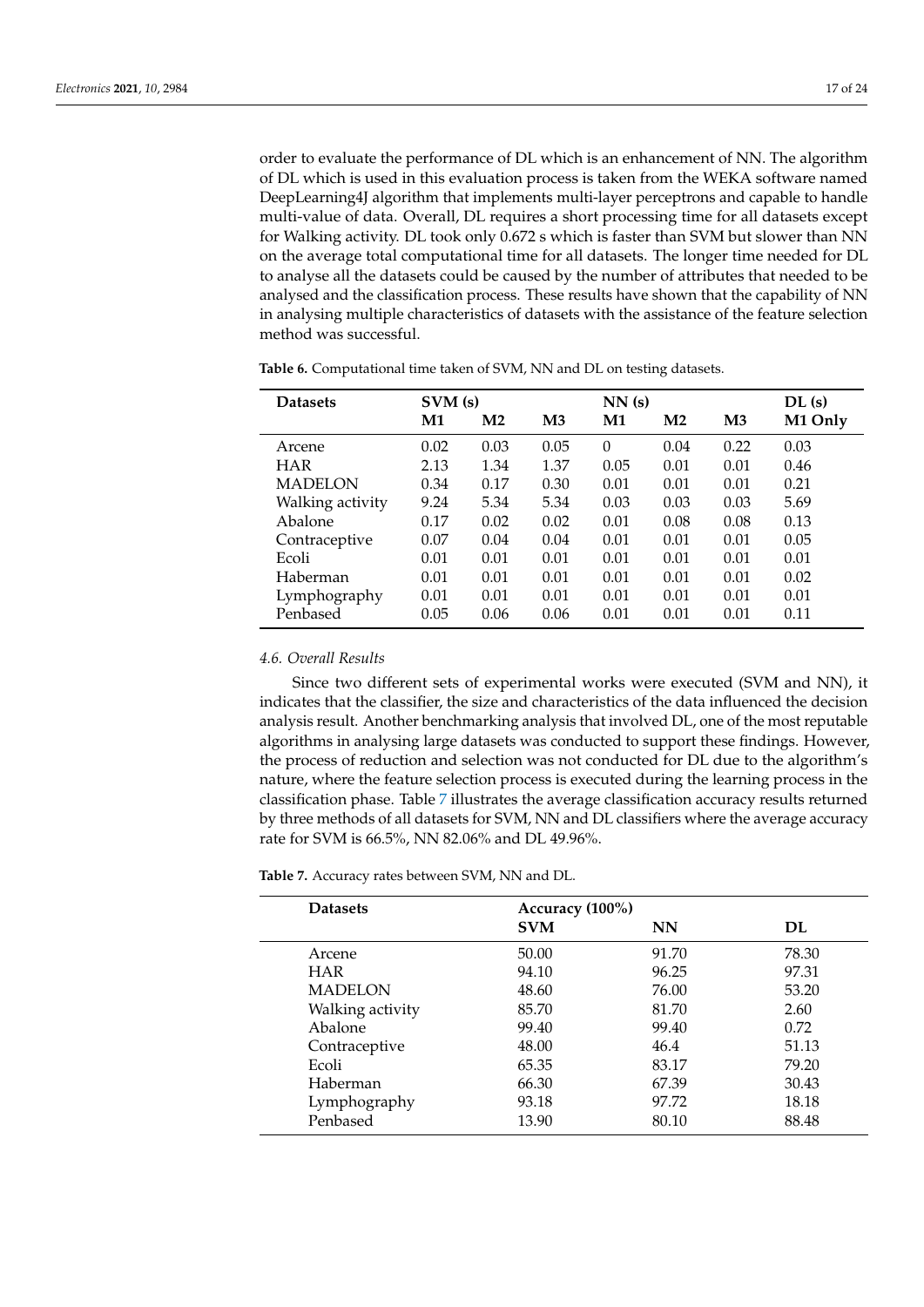order to evaluate the performance of DL which is an enhancement of NN. The algorithm of DL which is used in this evaluation process is taken from the WEKA software named DeepLearning4J algorithm that implements multi-layer perceptrons and capable to handle multi-value of data. Overall, DL requires a short processing time for all datasets except for Walking activity. DL took only 0.672 s which is faster than SVM but slower than NN on the average total computational time for all datasets. The longer time needed for DL to analyse all the datasets could be caused by the number of attributes that needed to be analysed and the classification process. These results have shown that the capability of NN in analysing multiple characteristics of datasets with the assistance of the feature selection method was successful.

**Table 6.** Computational time taken of SVM, NN and DL on testing datasets.

| Datasets | SVM (s) | | | NN (s) | | | DL (s) |
|---|---|---|---|---|---|---|---|
| | **M1** | **M2** | **M3** | **M1** | **M2** | **M3** | **M1 Only** |
| Arcene | 0.02 | 0.03 | 0.05 | 0 | 0.04 | 0.22 | 0.03 |
| HAR | 2.13 | 1.34 | 1.37 | 0.05 | 0.01 | 0.01 | 0.46 |
| MADELON | 0.34 | 0.17 | 0.30 | 0.01 | 0.01 | 0.01 | 0.21 |
| Walking activity | 9.24 | 5.34 | 5.34 | 0.03 | 0.03 | 0.03 | 5.69 |
| Abalone | 0.17 | 0.02 | 0.02 | 0.01 | 0.08 | 0.08 | 0.13 |
| Contraceptive | 0.07 | 0.04 | 0.04 | 0.01 | 0.01 | 0.01 | 0.05 |
| Ecoli | 0.01 | 0.01 | 0.01 | 0.01 | 0.01 | 0.01 | 0.01 |
| Haberman | 0.01 | 0.01 | 0.01 | 0.01 | 0.01 | 0.01 | 0.02 |
| Lymphography | 0.01 | 0.01 | 0.01 | 0.01 | 0.01 | 0.01 | 0.01 |
| Penbased | 0.05 | 0.06 | 0.06 | 0.01 | 0.01 | 0.01 | 0.11 |

### *4.6. Overall Results*

Since two different sets of experimental works were executed (SVM and NN), it indicates that the classifier, the size and characteristics of the data influenced the decision analysis result. Another benchmarking analysis that involved DL, one of the most reputable algorithms in analysing large datasets was conducted to support these findings. However, the process of reduction and selection was not conducted for DL due to the algorithm's nature, where the feature selection process is executed during the learning process in the classification phase. Table 7 illustrates the average classification accuracy results returned by three methods of all datasets for SVM, NN and DL classifiers where the average accuracy rate for SVM is 66.5%, NN 82.06% and DL 49.96%.

**Table 7.** Accuracy rates between SVM, NN and DL.

| Datasets | Accuracy (100%) | | |
|---|---|---|---|
| | **SVM** | **NN** | **DL** |
| Arcene | 50.00 | 91.70 | 78.30 |
| HAR | 94.10 | 96.25 | 97.31 |
| MADELON | 48.60 | 76.00 | 53.20 |
| Walking activity | 85.70 | 81.70 | 2.60 |
| Abalone | 99.40 | 99.40 | 0.72 |
| Contraceptive | 48.00 | 46.4 | 51.13 |
| Ecoli | 65.35 | 83.17 | 79.20 |
| Haberman | 66.30 | 67.39 | 30.43 |
| Lymphography | 93.18 | 97.72 | 18.18 |
| Penbased | 13.90 | 80.10 | 88.48 |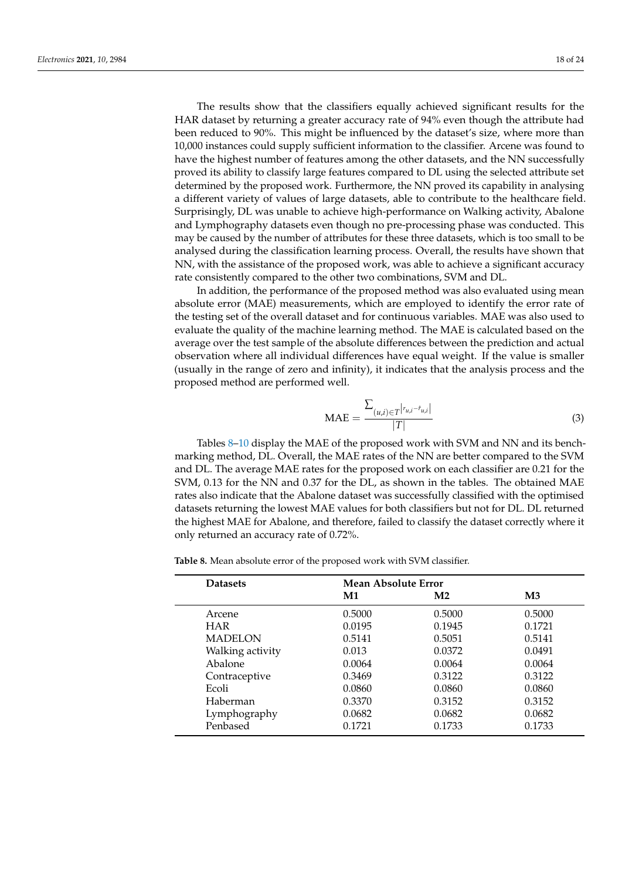The results show that the classifiers equally achieved significant results for the HAR dataset by returning a greater accuracy rate of 94% even though the attribute had been reduced to 90%. This might be influenced by the dataset's size, where more than 10,000 instances could supply sufficient information to the classifier. Arcene was found to have the highest number of features among the other datasets, and the NN successfully proved its ability to classify large features compared to DL using the selected attribute set determined by the proposed work. Furthermore, the NN proved its capability in analysing a different variety of values of large datasets, able to contribute to the healthcare field. Surprisingly, DL was unable to achieve high-performance on Walking activity, Abalone and Lymphography datasets even though no pre-processing phase was conducted. This may be caused by the number of attributes for these three datasets, which is too small to be analysed during the classification learning process. Overall, the results have shown that NN, with the assistance of the proposed work, was able to achieve a significant accuracy rate consistently compared to the other two combinations, SVM and DL.

In addition, the performance of the proposed method was also evaluated using mean absolute error (MAE) measurements, which are employed to identify the error rate of the testing set of the overall dataset and for continuous variables. MAE was also used to evaluate the quality of the machine learning method. The MAE is calculated based on the average over the test sample of the absolute differences between the prediction and actual observation where all individual differences have equal weight. If the value is smaller (usually in the range of zero and infinity), it indicates that the analysis process and the proposed method are performed well.

$$\text{MAE} = \frac{\sum_{(u,i)\in T}\left|r_{u,i}-\hat{r}_{u,i}\right|}{|T|} \tag{3}$$

Tables 8–10 display the MAE of the proposed work with SVM and NN and its benchmarking method, DL. Overall, the MAE rates of the NN are better compared to the SVM and DL. The average MAE rates for the proposed work on each classifier are 0.21 for the SVM, 0.13 for the NN and 0.37 for the DL, as shown in the tables. The obtained MAE rates also indicate that the Abalone dataset was successfully classified with the optimised datasets returning the lowest MAE values for both classifiers but not for DL. DL returned the highest MAE for Abalone, and therefore, failed to classify the dataset correctly where it only returned an accuracy rate of 0.72%.

**Table 8.** Mean absolute error of the proposed work with SVM classifier.

| Datasets | Mean Absolute Error | | |
|---|---|---|---|
| | **M1** | **M2** | **M3** |
| Arcene | 0.5000 | 0.5000 | 0.5000 |
| HAR | 0.0195 | 0.1945 | 0.1721 |
| MADELON | 0.5141 | 0.5051 | 0.5141 |
| Walking activity | 0.013 | 0.0372 | 0.0491 |
| Abalone | 0.0064 | 0.0064 | 0.0064 |
| Contraceptive | 0.3469 | 0.3122 | 0.3122 |
| Ecoli | 0.0860 | 0.0860 | 0.0860 |
| Haberman | 0.3370 | 0.3152 | 0.3152 |
| Lymphography | 0.0682 | 0.0682 | 0.0682 |
| Penbased | 0.1721 | 0.1733 | 0.1733 |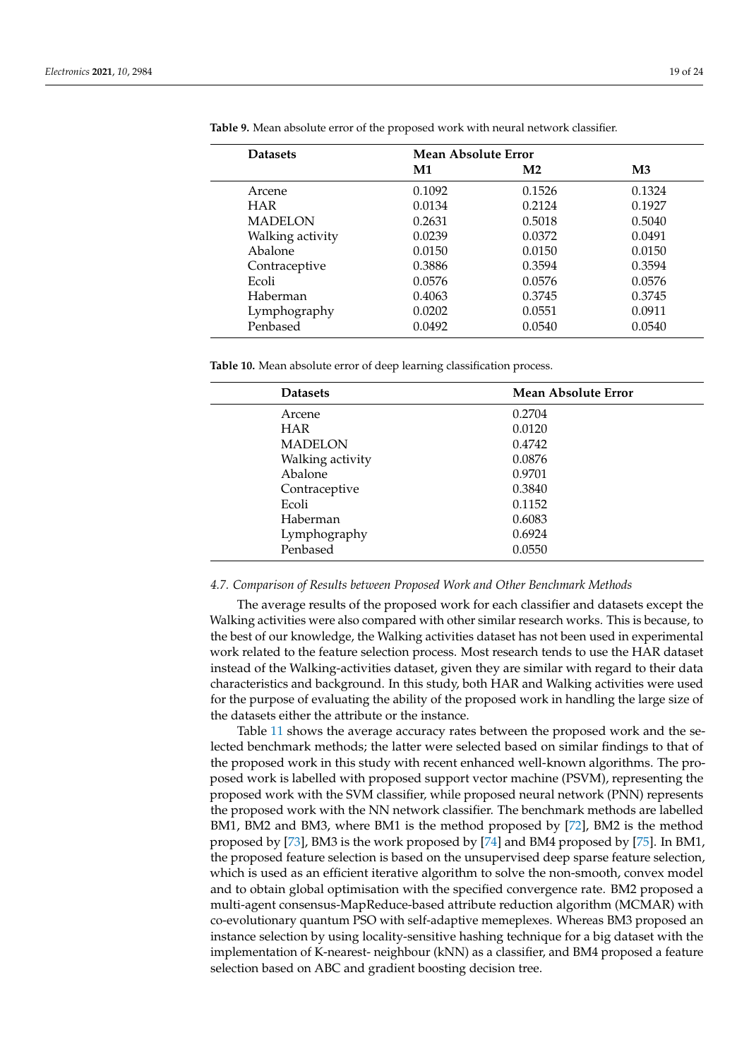**Table 9.** Mean absolute error of the proposed work with neural network classifier.

| Datasets | Mean Absolute Error | | |
|---|---|---|---|
| | **M1** | **M2** | **M3** |
| Arcene | 0.1092 | 0.1526 | 0.1324 |
| HAR | 0.0134 | 0.2124 | 0.1927 |
| MADELON | 0.2631 | 0.5018 | 0.5040 |
| Walking activity | 0.0239 | 0.0372 | 0.0491 |
| Abalone | 0.0150 | 0.0150 | 0.0150 |
| Contraceptive | 0.3886 | 0.3594 | 0.3594 |
| Ecoli | 0.0576 | 0.0576 | 0.0576 |
| Haberman | 0.4063 | 0.3745 | 0.3745 |
| Lymphography | 0.0202 | 0.0551 | 0.0911 |
| Penbased | 0.0492 | 0.0540 | 0.0540 |

**Table 10.** Mean absolute error of deep learning classification process.

| Datasets | Mean Absolute Error |
|---|---|
| Arcene | 0.2704 |
| HAR | 0.0120 |
| MADELON | 0.4742 |
| Walking activity | 0.0876 |
| Abalone | 0.9701 |
| Contraceptive | 0.3840 |
| Ecoli | 0.1152 |
| Haberman | 0.6083 |
| Lymphography | 0.6924 |
| Penbased | 0.0550 |

### *4.7. Comparison of Results between Proposed Work and Other Benchmark Methods*

The average results of the proposed work for each classifier and datasets except the Walking activities were also compared with other similar research works. This is because, to the best of our knowledge, the Walking activities dataset has not been used in experimental work related to the feature selection process. Most research tends to use the HAR dataset instead of the Walking-activities dataset, given they are similar with regard to their data characteristics and background. In this study, both HAR and Walking activities were used for the purpose of evaluating the ability of the proposed work in handling the large size of the datasets either the attribute or the instance.

Table 11 shows the average accuracy rates between the proposed work and the selected benchmark methods; the latter were selected based on similar findings to that of the proposed work in this study with recent enhanced well-known algorithms. The proposed work is labelled with proposed support vector machine (PSVM), representing the proposed work with the SVM classifier, while proposed neural network (PNN) represents the proposed work with the NN network classifier. The benchmark methods are labelled BM1, BM2 and BM3, where BM1 is the method proposed by [72], BM2 is the method proposed by [73], BM3 is the work proposed by [74] and BM4 proposed by [75]. In BM1, the proposed feature selection is based on the unsupervised deep sparse feature selection, which is used as an efficient iterative algorithm to solve the non-smooth, convex model and to obtain global optimisation with the specified convergence rate. BM2 proposed a multi-agent consensus-MapReduce-based attribute reduction algorithm (MCMAR) with co-evolutionary quantum PSO with self-adaptive memeplexes. Whereas BM3 proposed an instance selection by using locality-sensitive hashing technique for a big dataset with the implementation of K-nearest- neighbour (kNN) as a classifier, and BM4 proposed a feature selection based on ABC and gradient boosting decision tree.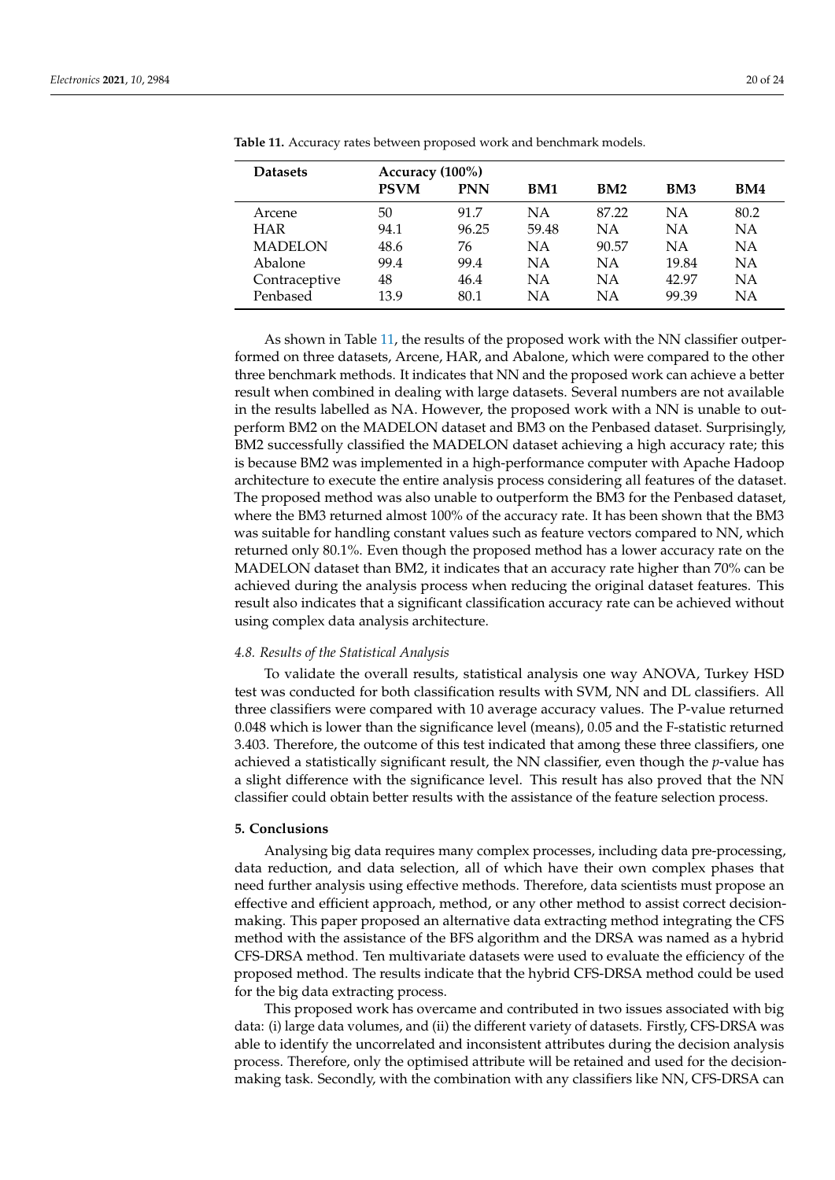**Table 11.** Accuracy rates between proposed work and benchmark models.

| Datasets | Accuracy (100%) | | | | | |
|---|---|---|---|---|---|---|
| | **PSVM** | **PNN** | **BM1** | **BM2** | **BM3** | **BM4** |
| Arcene | 50 | 91.7 | NA | 87.22 | NA | 80.2 |
| HAR | 94.1 | 96.25 | 59.48 | NA | NA | NA |
| MADELON | 48.6 | 76 | NA | 90.57 | NA | NA |
| Abalone | 99.4 | 99.4 | NA | NA | 19.84 | NA |
| Contraceptive | 48 | 46.4 | NA | NA | 42.97 | NA |
| Penbased | 13.9 | 80.1 | NA | NA | 99.39 | NA |

As shown in Table 11, the results of the proposed work with the NN classifier outperformed on three datasets, Arcene, HAR, and Abalone, which were compared to the other three benchmark methods. It indicates that NN and the proposed work can achieve a better result when combined in dealing with large datasets. Several numbers are not available in the results labelled as NA. However, the proposed work with a NN is unable to outperform BM2 on the MADELON dataset and BM3 on the Penbased dataset. Surprisingly, BM2 successfully classified the MADELON dataset achieving a high accuracy rate; this is because BM2 was implemented in a high-performance computer with Apache Hadoop architecture to execute the entire analysis process considering all features of the dataset. The proposed method was also unable to outperform the BM3 for the Penbased dataset, where the BM3 returned almost 100% of the accuracy rate. It has been shown that the BM3 was suitable for handling constant values such as feature vectors compared to NN, which returned only 80.1%. Even though the proposed method has a lower accuracy rate on the MADELON dataset than BM2, it indicates that an accuracy rate higher than 70% can be achieved during the analysis process when reducing the original dataset features. This result also indicates that a significant classification accuracy rate can be achieved without using complex data analysis architecture.

### 4.8. Results of the Statistical Analysis

To validate the overall results, statistical analysis one way ANOVA, Turkey HSD test was conducted for both classification results with SVM, NN and DL classifiers. All three classifiers were compared with 10 average accuracy values. The P-value returned 0.048 which is lower than the significance level (means), 0.05 and the F-statistic returned 3.403. Therefore, the outcome of this test indicated that among these three classifiers, one achieved a statistically significant result, the NN classifier, even though the *p*-value has a slight difference with the significance level. This result has also proved that the NN classifier could obtain better results with the assistance of the feature selection process.

## 5. Conclusions

Analysing big data requires many complex processes, including data pre-processing, data reduction, and data selection, all of which have their own complex phases that need further analysis using effective methods. Therefore, data scientists must propose an effective and efficient approach, method, or any other method to assist correct decision-making. This paper proposed an alternative data extracting method integrating the CFS method with the assistance of the BFS algorithm and the DRSA was named as a hybrid CFS-DRSA method. Ten multivariate datasets were used to evaluate the efficiency of the proposed method. The results indicate that the hybrid CFS-DRSA method could be used for the big data extracting process.

This proposed work has overcame and contributed in two issues associated with big data: (i) large data volumes, and (ii) the different variety of datasets. Firstly, CFS-DRSA was able to identify the uncorrelated and inconsistent attributes during the decision analysis process. Therefore, only the optimised attribute will be retained and used for the decision-making task. Secondly, with the combination with any classifiers like NN, CFS-DRSA can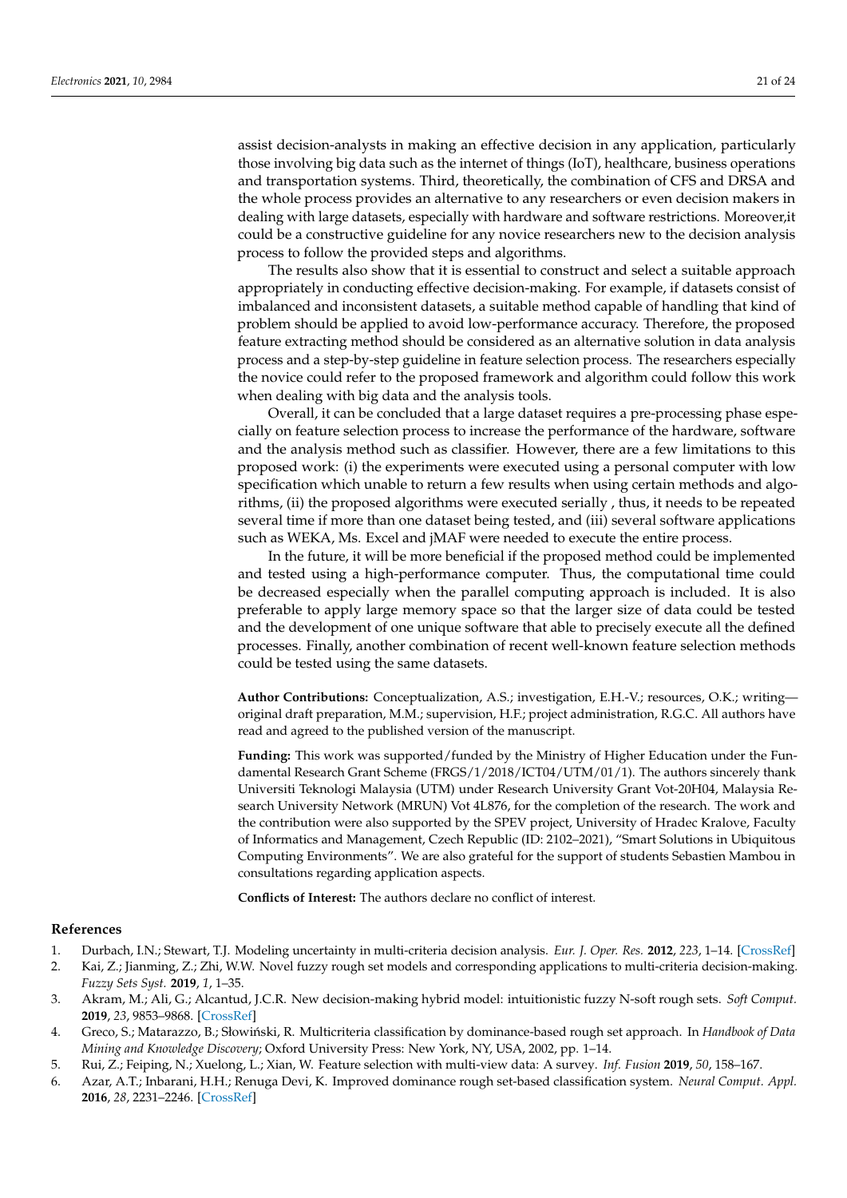assist decision-analysts in making an effective decision in any application, particularly those involving big data such as the internet of things (IoT), healthcare, business operations and transportation systems. Third, theoretically, the combination of CFS and DRSA and the whole process provides an alternative to any researchers or even decision makers in dealing with large datasets, especially with hardware and software restrictions. Moreover,it could be a constructive guideline for any novice researchers new to the decision analysis process to follow the provided steps and algorithms.

The results also show that it is essential to construct and select a suitable approach appropriately in conducting effective decision-making. For example, if datasets consist of imbalanced and inconsistent datasets, a suitable method capable of handling that kind of problem should be applied to avoid low-performance accuracy. Therefore, the proposed feature extracting method should be considered as an alternative solution in data analysis process and a step-by-step guideline in feature selection process. The researchers especially the novice could refer to the proposed framework and algorithm could follow this work when dealing with big data and the analysis tools.

Overall, it can be concluded that a large dataset requires a pre-processing phase especially on feature selection process to increase the performance of the hardware, software and the analysis method such as classifier. However, there are a few limitations to this proposed work: (i) the experiments were executed using a personal computer with low specification which unable to return a few results when using certain methods and algorithms, (ii) the proposed algorithms were executed serially , thus, it needs to be repeated several time if more than one dataset being tested, and (iii) several software applications such as WEKA, Ms. Excel and jMAF were needed to execute the entire process.

In the future, it will be more beneficial if the proposed method could be implemented and tested using a high-performance computer. Thus, the computational time could be decreased especially when the parallel computing approach is included. It is also preferable to apply large memory space so that the larger size of data could be tested and the development of one unique software that able to precisely execute all the defined processes. Finally, another combination of recent well-known feature selection methods could be tested using the same datasets.

**Author Contributions:** Conceptualization, A.S.; investigation, E.H.-V.; resources, O.K.; writing—original draft preparation, M.M.; supervision, H.F.; project administration, R.G.C. All authors have read and agreed to the published version of the manuscript.

**Funding:** This work was supported/funded by the Ministry of Higher Education under the Fundamental Research Grant Scheme (FRGS/1/2018/ICT04/UTM/01/1). The authors sincerely thank Universiti Teknologi Malaysia (UTM) under Research University Grant Vot-20H04, Malaysia Research University Network (MRUN) Vot 4L876, for the completion of the research. The work and the contribution were also supported by the SPEV project, University of Hradec Kralove, Faculty of Informatics and Management, Czech Republic (ID: 2102–2021), "Smart Solutions in Ubiquitous Computing Environments". We are also grateful for the support of students Sebastien Mambou in consultations regarding application aspects.

**Conflicts of Interest:** The authors declare no conflict of interest.

## References

1. Durbach, I.N.; Stewart, T.J. Modeling uncertainty in multi-criteria decision analysis. *Eur. J. Oper. Res.* **2012**, *223*, 1–14. [CrossRef]
2. Kai, Z.; Jianming, Z.; Zhi, W.W. Novel fuzzy rough set models and corresponding applications to multi-criteria decision-making. *Fuzzy Sets Syst.* **2019**, *1*, 1–35.
3. Akram, M.; Ali, G.; Alcantud, J.C.R. New decision-making hybrid model: intuitionistic fuzzy N-soft rough sets. *Soft Comput.* **2019**, *23*, 9853–9868. [CrossRef]
4. Greco, S.; Matarazzo, B.; Słowiński, R. Multicriteria classification by dominance-based rough set approach. In *Handbook of Data Mining and Knowledge Discovery*; Oxford University Press: New York, NY, USA, 2002, pp. 1–14.
5. Rui, Z.; Feiping, N.; Xuelong, L.; Xian, W. Feature selection with multi-view data: A survey. *Inf. Fusion* **2019**, *50*, 158–167.
6. Azar, A.T.; Inbarani, H.H.; Renuga Devi, K. Improved dominance rough set-based classification system. *Neural Comput. Appl.* **2016**, *28*, 2231–2246. [CrossRef]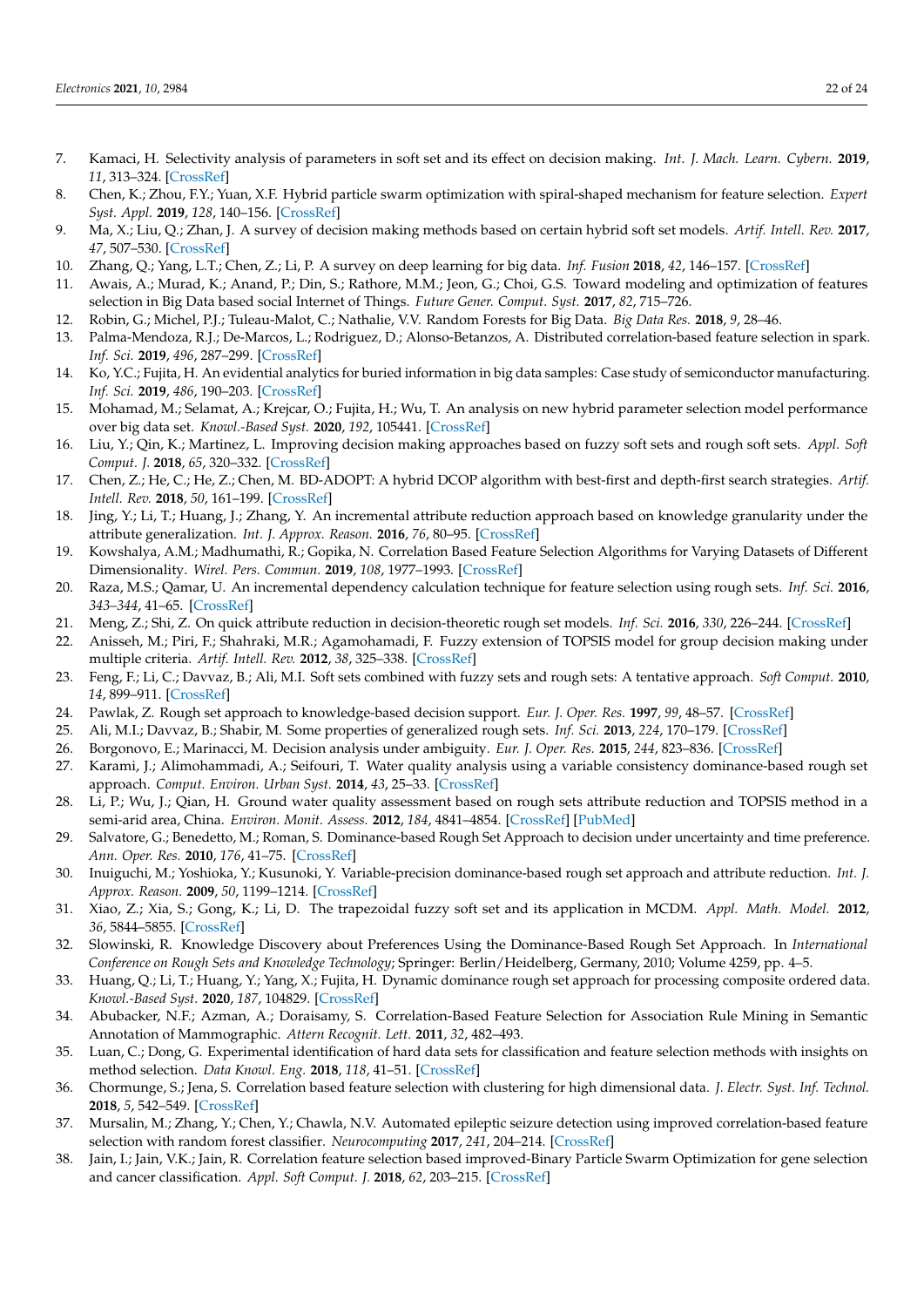7. Kamaci, H. Selectivity analysis of parameters in soft set and its effect on decision making. *Int. J. Mach. Learn. Cybern.* **2019**, *11*, 313–324. [CrossRef]
8. Chen, K.; Zhou, F.Y.; Yuan, X.F. Hybrid particle swarm optimization with spiral-shaped mechanism for feature selection. *Expert Syst. Appl.* **2019**, *128*, 140–156. [CrossRef]
9. Ma, X.; Liu, Q.; Zhan, J. A survey of decision making methods based on certain hybrid soft set models. *Artif. Intell. Rev.* **2017**, *47*, 507–530. [CrossRef]
10. Zhang, Q.; Yang, L.T.; Chen, Z.; Li, P. A survey on deep learning for big data. *Inf. Fusion* **2018**, *42*, 146–157. [CrossRef]
11. Awais, A.; Murad, K.; Anand, P.; Din, S.; Rathore, M.M.; Jeon, G.; Choi, G.S. Toward modeling and optimization of features selection in Big Data based social Internet of Things. *Future Gener. Comput. Syst.* **2017**, *82*, 715–726.
12. Robin, G.; Michel, P.J.; Tuleau-Malot, C.; Nathalie, V.V. Random Forests for Big Data. *Big Data Res.* **2018**, *9*, 28–46.
13. Palma-Mendoza, R.J.; De-Marcos, L.; Rodriguez, D.; Alonso-Betanzos, A. Distributed correlation-based feature selection in spark. *Inf. Sci.* **2019**, *496*, 287–299. [CrossRef]
14. Ko, Y.C.; Fujita, H. An evidential analytics for buried information in big data samples: Case study of semiconductor manufacturing. *Inf. Sci.* **2019**, *486*, 190–203. [CrossRef]
15. Mohamad, M.; Selamat, A.; Krejcar, O.; Fujita, H.; Wu, T. An analysis on new hybrid parameter selection model performance over big data set. *Knowl.-Based Syst.* **2020**, *192*, 105441. [CrossRef]
16. Liu, Y.; Qin, K.; Martinez, L. Improving decision making approaches based on fuzzy soft sets and rough soft sets. *Appl. Soft Comput. J.* **2018**, *65*, 320–332. [CrossRef]
17. Chen, Z.; He, C.; He, Z.; Chen, M. BD-ADOPT: A hybrid DCOP algorithm with best-first and depth-first search strategies. *Artif. Intell. Rev.* **2018**, *50*, 161–199. [CrossRef]
18. Jing, Y.; Li, T.; Huang, J.; Zhang, Y. An incremental attribute reduction approach based on knowledge granularity under the attribute generalization. *Int. J. Approx. Reason.* **2016**, *76*, 80–95. [CrossRef]
19. Kowshalya, A.M.; Madhumathi, R.; Gopika, N. Correlation Based Feature Selection Algorithms for Varying Datasets of Different Dimensionality. *Wirel. Pers. Commun.* **2019**, *108*, 1977–1993. [CrossRef]
20. Raza, M.S.; Qamar, U. An incremental dependency calculation technique for feature selection using rough sets. *Inf. Sci.* **2016**, *343–344*, 41–65. [CrossRef]
21. Meng, Z.; Shi, Z. On quick attribute reduction in decision-theoretic rough set models. *Inf. Sci.* **2016**, *330*, 226–244. [CrossRef]
22. Anisseh, M.; Piri, F.; Shahraki, M.R.; Agamohamadi, F. Fuzzy extension of TOPSIS model for group decision making under multiple criteria. *Artif. Intell. Rev.* **2012**, *38*, 325–338. [CrossRef]
23. Feng, F.; Li, C.; Davvaz, B.; Ali, M.I. Soft sets combined with fuzzy sets and rough sets: A tentative approach. *Soft Comput.* **2010**, *14*, 899–911. [CrossRef]
24. Pawlak, Z. Rough set approach to knowledge-based decision support. *Eur. J. Oper. Res.* **1997**, *99*, 48–57. [CrossRef]
25. Ali, M.I.; Davvaz, B.; Shabir, M. Some properties of generalized rough sets. *Inf. Sci.* **2013**, *224*, 170–179. [CrossRef]
26. Borgonovo, E.; Marinacci, M. Decision analysis under ambiguity. *Eur. J. Oper. Res.* **2015**, *244*, 823–836. [CrossRef]
27. Karami, J.; Alimohammadi, A.; Seifouri, T. Water quality analysis using a variable consistency dominance-based rough set approach. *Comput. Environ. Urban Syst.* **2014**, *43*, 25–33. [CrossRef]
28. Li, P.; Wu, J.; Qian, H. Ground water quality assessment based on rough sets attribute reduction and TOPSIS method in a semi-arid area, China. *Environ. Monit. Assess.* **2012**, *184*, 4841–4854. [CrossRef] [PubMed]
29. Salvatore, G.; Benedetto, M.; Roman, S. Dominance-based Rough Set Approach to decision under uncertainty and time preference. *Ann. Oper. Res.* **2010**, *176*, 41–75. [CrossRef]
30. Inuiguchi, M.; Yoshioka, Y.; Kusunoki, Y. Variable-precision dominance-based rough set approach and attribute reduction. *Int. J. Approx. Reason.* **2009**, *50*, 1199–1214. [CrossRef]
31. Xiao, Z.; Xia, S.; Gong, K.; Li, D. The trapezoidal fuzzy soft set and its application in MCDM. *Appl. Math. Model.* **2012**, *36*, 5844–5855. [CrossRef]
32. Slowinski, R. Knowledge Discovery about Preferences Using the Dominance-Based Rough Set Approach. In *International Conference on Rough Sets and Knowledge Technology*; Springer: Berlin/Heidelberg, Germany, 2010; Volume 4259, pp. 4–5.
33. Huang, Q.; Li, T.; Huang, Y.; Yang, X.; Fujita, H. Dynamic dominance rough set approach for processing composite ordered data. *Knowl.-Based Syst.* **2020**, *187*, 104829. [CrossRef]
34. Abubacker, N.F.; Azman, A.; Doraisamy, S. Correlation-Based Feature Selection for Association Rule Mining in Semantic Annotation of Mammographic. *Attern Recognit. Lett.* **2011**, *32*, 482–493.
35. Luan, C.; Dong, G. Experimental identification of hard data sets for classification and feature selection methods with insights on method selection. *Data Knowl. Eng.* **2018**, *118*, 41–51. [CrossRef]
36. Chormunge, S.; Jena, S. Correlation based feature selection with clustering for high dimensional data. *J. Electr. Syst. Inf. Technol.* **2018**, *5*, 542–549. [CrossRef]
37. Mursalin, M.; Zhang, Y.; Chen, Y.; Chawla, N.V. Automated epileptic seizure detection using improved correlation-based feature selection with random forest classifier. *Neurocomputing* **2017**, *241*, 204–214. [CrossRef]
38. Jain, I.; Jain, V.K.; Jain, R. Correlation feature selection based improved-Binary Particle Swarm Optimization for gene selection and cancer classification. *Appl. Soft Comput. J.* **2018**, *62*, 203–215. [CrossRef]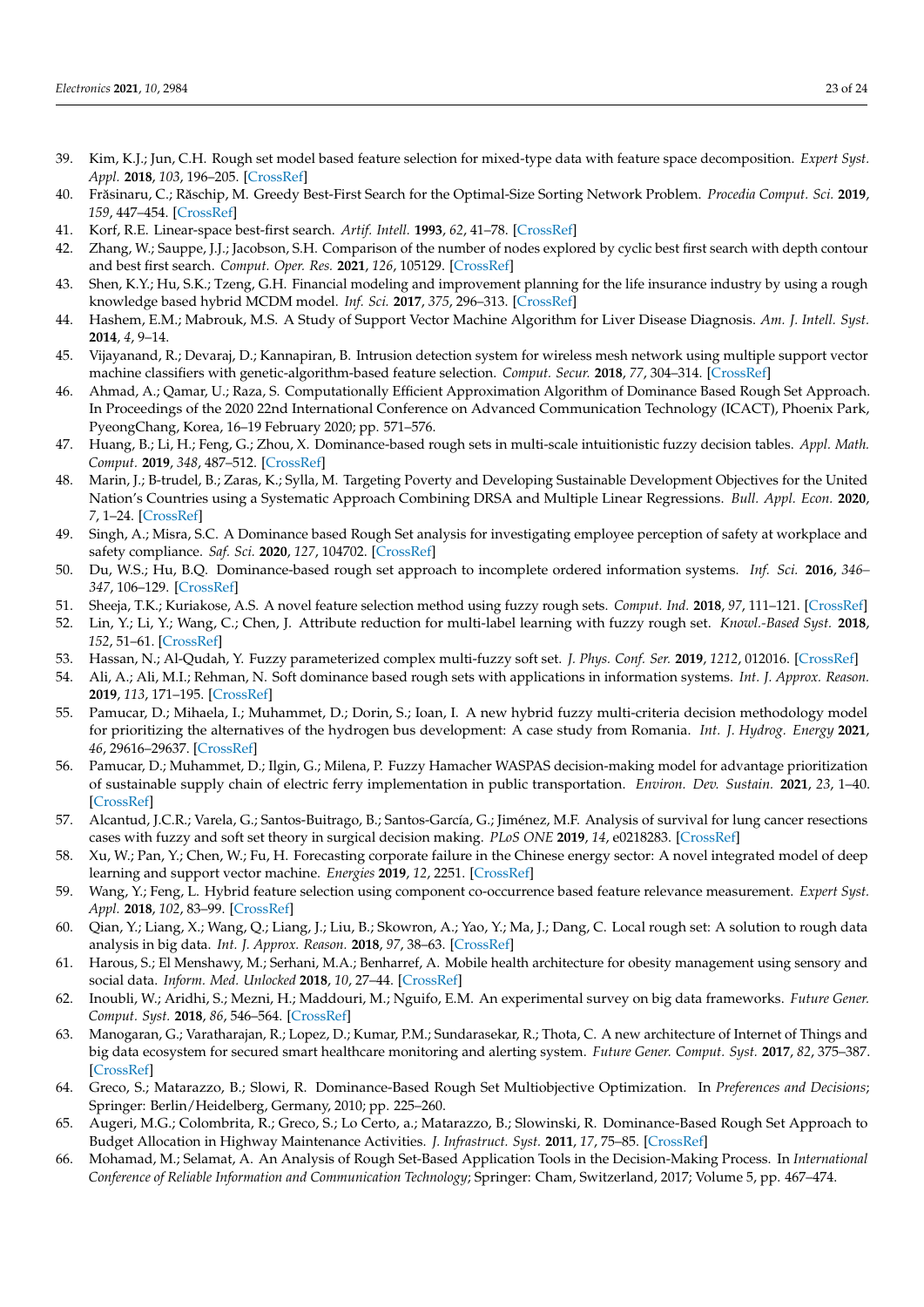39. Kim, K.J.; Jun, C.H. Rough set model based feature selection for mixed-type data with feature space decomposition. *Expert Syst. Appl.* **2018**, *103*, 196–205. [CrossRef]
40. Frăsinaru, C.; Răschip, M. Greedy Best-First Search for the Optimal-Size Sorting Network Problem. *Procedia Comput. Sci.* **2019**, *159*, 447–454. [CrossRef]
41. Korf, R.E. Linear-space best-first search. *Artif. Intell.* **1993**, *62*, 41–78. [CrossRef]
42. Zhang, W.; Sauppe, J.J.; Jacobson, S.H. Comparison of the number of nodes explored by cyclic best first search with depth contour and best first search. *Comput. Oper. Res.* **2021**, *126*, 105129. [CrossRef]
43. Shen, K.Y.; Hu, S.K.; Tzeng, G.H. Financial modeling and improvement planning for the life insurance industry by using a rough knowledge based hybrid MCDM model. *Inf. Sci.* **2017**, *375*, 296–313. [CrossRef]
44. Hashem, E.M.; Mabrouk, M.S. A Study of Support Vector Machine Algorithm for Liver Disease Diagnosis. *Am. J. Intell. Syst.* **2014**, *4*, 9–14.
45. Vijayanand, R.; Devaraj, D.; Kannapiran, B. Intrusion detection system for wireless mesh network using multiple support vector machine classifiers with genetic-algorithm-based feature selection. *Comput. Secur.* **2018**, *77*, 304–314. [CrossRef]
46. Ahmad, A.; Qamar, U.; Raza, S. Computationally Efficient Approximation Algorithm of Dominance Based Rough Set Approach. In Proceedings of the 2020 22nd International Conference on Advanced Communication Technology (ICACT), Phoenix Park, PyeongChang, Korea, 16–19 February 2020; pp. 571–576.
47. Huang, B.; Li, H.; Feng, G.; Zhou, X. Dominance-based rough sets in multi-scale intuitionistic fuzzy decision tables. *Appl. Math. Comput.* **2019**, *348*, 487–512. [CrossRef]
48. Marin, J.; B-trudel, B.; Zaras, K.; Sylla, M. Targeting Poverty and Developing Sustainable Development Objectives for the United Nation's Countries using a Systematic Approach Combining DRSA and Multiple Linear Regressions. *Bull. Appl. Econ.* **2020**, *7*, 1–24. [CrossRef]
49. Singh, A.; Misra, S.C. A Dominance based Rough Set analysis for investigating employee perception of safety at workplace and safety compliance. *Saf. Sci.* **2020**, *127*, 104702. [CrossRef]
50. Du, W.S.; Hu, B.Q. Dominance-based rough set approach to incomplete ordered information systems. *Inf. Sci.* **2016**, *346–347*, 106–129. [CrossRef]
51. Sheeja, T.K.; Kuriakose, A.S. A novel feature selection method using fuzzy rough sets. *Comput. Ind.* **2018**, *97*, 111–121. [CrossRef]
52. Lin, Y.; Li, Y.; Wang, C.; Chen, J. Attribute reduction for multi-label learning with fuzzy rough set. *Knowl.-Based Syst.* **2018**, *152*, 51–61. [CrossRef]
53. Hassan, N.; Al-Qudah, Y. Fuzzy parameterized complex multi-fuzzy soft set. *J. Phys. Conf. Ser.* **2019**, *1212*, 012016. [CrossRef]
54. Ali, A.; Ali, M.I.; Rehman, N. Soft dominance based rough sets with applications in information systems. *Int. J. Approx. Reason.* **2019**, *113*, 171–195. [CrossRef]
55. Pamucar, D.; Mihaela, I.; Muhammet, D.; Dorin, S.; Ioan, I. A new hybrid fuzzy multi-criteria decision methodology model for prioritizing the alternatives of the hydrogen bus development: A case study from Romania. *Int. J. Hydrog. Energy* **2021**, *46*, 29616–29637. [CrossRef]
56. Pamucar, D.; Muhammet, D.; Ilgin, G.; Milena, P. Fuzzy Hamacher WASPAS decision-making model for advantage prioritization of sustainable supply chain of electric ferry implementation in public transportation. *Environ. Dev. Sustain.* **2021**, *23*, 1–40. [CrossRef]
57. Alcantud, J.C.R.; Varela, G.; Santos-Buitrago, B.; Santos-García, G.; Jiménez, M.F. Analysis of survival for lung cancer resections cases with fuzzy and soft set theory in surgical decision making. *PLoS ONE* **2019**, *14*, e0218283. [CrossRef]
58. Xu, W.; Pan, Y.; Chen, W.; Fu, H. Forecasting corporate failure in the Chinese energy sector: A novel integrated model of deep learning and support vector machine. *Energies* **2019**, *12*, 2251. [CrossRef]
59. Wang, Y.; Feng, L. Hybrid feature selection using component co-occurrence based feature relevance measurement. *Expert Syst. Appl.* **2018**, *102*, 83–99. [CrossRef]
60. Qian, Y.; Liang, X.; Wang, Q.; Liang, J.; Liu, B.; Skowron, A.; Yao, Y.; Ma, J.; Dang, C. Local rough set: A solution to rough data analysis in big data. *Int. J. Approx. Reason.* **2018**, *97*, 38–63. [CrossRef]
61. Harous, S.; El Menshawy, M.; Serhani, M.A.; Benharref, A. Mobile health architecture for obesity management using sensory and social data. *Inform. Med. Unlocked* **2018**, *10*, 27–44. [CrossRef]
62. Inoubli, W.; Aridhi, S.; Mezni, H.; Maddouri, M.; Nguifo, E.M. An experimental survey on big data frameworks. *Future Gener. Comput. Syst.* **2018**, *86*, 546–564. [CrossRef]
63. Manogaran, G.; Varatharajan, R.; Lopez, D.; Kumar, P.M.; Sundarasekar, R.; Thota, C. A new architecture of Internet of Things and big data ecosystem for secured smart healthcare monitoring and alerting system. *Future Gener. Comput. Syst.* **2017**, *82*, 375–387. [CrossRef]
64. Greco, S.; Matarazzo, B.; Slowi, R. Dominance-Based Rough Set Multiobjective Optimization. In *Preferences and Decisions*; Springer: Berlin/Heidelberg, Germany, 2010; pp. 225–260.
65. Augeri, M.G.; Colombrita, R.; Greco, S.; Lo Certo, a.; Matarazzo, B.; Slowinski, R. Dominance-Based Rough Set Approach to Budget Allocation in Highway Maintenance Activities. *J. Infrastruct. Syst.* **2011**, *17*, 75–85. [CrossRef]
66. Mohamad, M.; Selamat, A. An Analysis of Rough Set-Based Application Tools in the Decision-Making Process. In *International Conference of Reliable Information and Communication Technology*; Springer: Cham, Switzerland, 2017; Volume 5, pp. 467–474.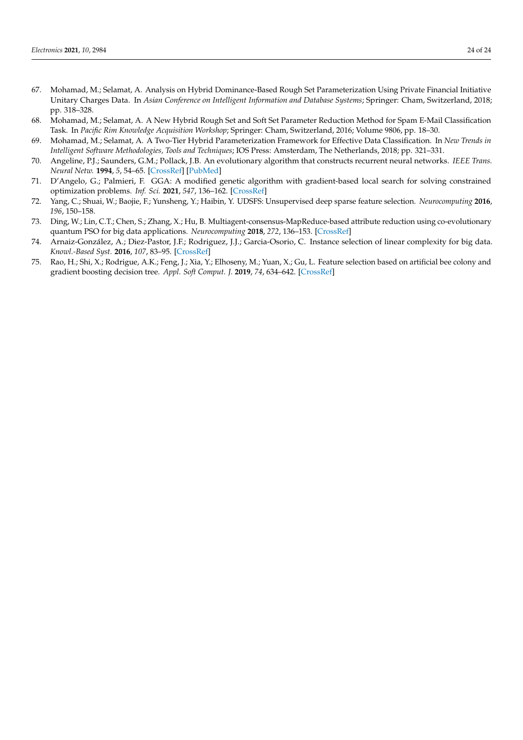67. Mohamad, M.; Selamat, A. Analysis on Hybrid Dominance-Based Rough Set Parameterization Using Private Financial Initiative Unitary Charges Data. In *Asian Conference on Intelligent Information and Database Systems*; Springer: Cham, Switzerland, 2018; pp. 318–328.
68. Mohamad, M.; Selamat, A. A New Hybrid Rough Set and Soft Set Parameter Reduction Method for Spam E-Mail Classification Task. In *Pacific Rim Knowledge Acquisition Workshop*; Springer: Cham, Switzerland, 2016; Volume 9806, pp. 18–30.
69. Mohamad, M.; Selamat, A. A Two-Tier Hybrid Parameterization Framework for Effective Data Classification. In *New Trends in Intelligent Software Methodologies, Tools and Techniques*; IOS Press: Amsterdam, The Netherlands, 2018; pp. 321–331.
70. Angeline, P.J.; Saunders, G.M.; Pollack, J.B. An evolutionary algorithm that constructs recurrent neural networks. *IEEE Trans. Neural Netw.* **1994**, *5*, 54–65. [CrossRef] [PubMed]
71. D'Angelo, G.; Palmieri, F. GGA: A modified genetic algorithm with gradient-based local search for solving constrained optimization problems. *Inf. Sci.* **2021**, *547*, 136–162. [CrossRef]
72. Yang, C.; Shuai, W.; Baojie, F.; Yunsheng, Y.; Haibin, Y. UDSFS: Unsupervised deep sparse feature selection. *Neurocomputing* **2016**, *196*, 150–158.
73. Ding, W.; Lin, C.T.; Chen, S.; Zhang, X.; Hu, B. Multiagent-consensus-MapReduce-based attribute reduction using co-evolutionary quantum PSO for big data applications. *Neurocomputing* **2018**, *272*, 136–153. [CrossRef]
74. Arnaiz-González, A.; Diez-Pastor, J.F.; Rodriguez, J.J.; Garcia-Osorio, C. Instance selection of linear complexity for big data. *Knowl.-Based Syst.* **2016**, *107*, 83–95. [CrossRef]
75. Rao, H.; Shi, X.; Rodrigue, A.K.; Feng, J.; Xia, Y.; Elhoseny, M.; Yuan, X.; Gu, L. Feature selection based on artificial bee colony and gradient boosting decision tree. *Appl. Soft Comput. J.* **2019**, *74*, 634–642. [CrossRef]